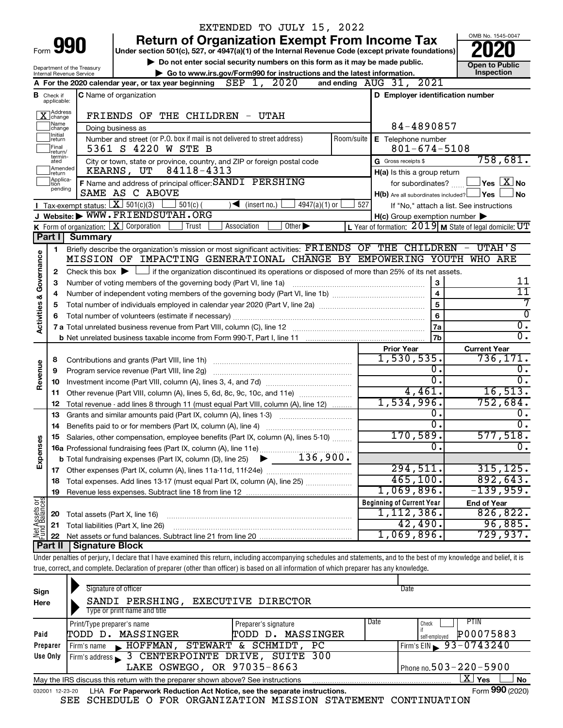EXTENDED TO JULY 15, 2022

# Form 990 — Return of Organization Exempt From Income Tax (2020)

Under section 501(c), 527, or 4947(a)(1) of the Internal Revenue Code (except private foundations)

▶ Do not enter social security numbers on this form as it may be made public.

▶ Go to www.irs.gov/Form990 for instructions and the latest information.

Department of the Treasury, Internal Revenue Service

OMB No. 1545-0047 — **Open to Public Inspection**

**A** For the 2020 calendar year, or tax year beginning SEP 1, 2020 and ending AUG 31, 2021

**B** Check if applicable: [X] Address change; [ ] Name change; [ ] Initial return; [ ] Final return/terminated; [ ] Amended return; [ ] Application pending

**C** Name of organization: FRIENDS OF THE CHILDREN - UTAH

Doing business as:

Number and street (or P.O. box if mail is not delivered to street address): 5361 S 4220 W STE B — Room/suite:

City or town, state or province, country, and ZIP or foreign postal code: KEARNS, UT 84118-4313

**D** Employer identification number: 84-4890857

**E** Telephone number: 801-674-5108

**G** Gross receipts $ 758,681.

**F** Name and address of principal officer: SANDI PERSHING, SAME AS C ABOVE

**H(a)** Is this a group return for subordinates? [ ] Yes [X] No

**H(b)** Are all subordinates included? [ ] Yes [ ] No — If "No," attach a list. See instructions

**H(c)** Group exemption number ▶

**I** Tax-exempt status: [X] 501(c)(3) [ ] 501(c) ( ) ◀ (insert no.) [ ] 4947(a)(1) or [ ] 527

**J** Website: ▶ WWW.FRIENDSUTAH.ORG

**K** Form of organization: [X] Corporation [ ] Trust [ ] Association [ ] Other ▶

**L** Year of formation: 2019 **M** State of legal domicile: UT

## Part I — Summary

**Activities & Governance**

1. Briefly describe the organization's mission or most significant activities: FRIENDS OF THE CHILDREN - UTAH'S MISSION OF IMPACTING GENERATIONAL CHANGE BY EMPOWERING YOUTH WHO ARE
2. Check this box ▶ [ ] if the organization discontinued its operations or disposed of more than 25% of its net assets.

| Line | Description | No. | Value |
|---|---|---|---|
| 3 | Number of voting members of the governing body (Part VI, line 1a) | 3 | 11 |
| 4 | Number of independent voting members of the governing body (Part VI, line 1b) | 4 | 11 |
| 5 | Total number of individuals employed in calendar year 2020 (Part V, line 2a) | 5 | 7 |
| 6 | Total number of volunteers (estimate if necessary) | 6 | 0 |
| 7a | Total unrelated business revenue from Part VIII, column (C), line 12 | 7a | 0. |
| 7b | Net unrelated business taxable income from Form 990-T, Part I, line 11 | 7b | 0. |

| Line | Description | Prior Year | Current Year |
|---|---|---|---|
| | **Revenue** | | |
| 8 | Contributions and grants (Part VIII, line 1h) | 1,530,535. | 736,171. |
| 9 | Program service revenue (Part VIII, line 2g) | 0. | 0. |
| 10 | Investment income (Part VIII, column (A), lines 3, 4, and 7d) | 0. | 0. |
| 11 | Other revenue (Part VIII, column (A), lines 5, 6d, 8c, 9c, 10c, and 11e) | 4,461. | 16,513. |
| 12 | Total revenue - add lines 8 through 11 (must equal Part VIII, column (A), line 12) | 1,534,996. | 752,684. |
| | **Expenses** | | |
| 13 | Grants and similar amounts paid (Part IX, column (A), lines 1-3) | 0. | 0. |
| 14 | Benefits paid to or for members (Part IX, column (A), line 4) | 0. | 0. |
| 15 | Salaries, other compensation, employee benefits (Part IX, column (A), lines 5-10) | 170,589. | 577,518. |
| 16a | Professional fundraising fees (Part IX, column (A), line 11e) | 0. | 0. |
| b | Total fundraising expenses (Part IX, column (D), line 25) ▶ 136,900. | | |
| 17 | Other expenses (Part IX, column (A), lines 11a-11d, 11f-24e) | 294,511. | 315,125. |
| 18 | Total expenses. Add lines 13-17 (must equal Part IX, column (A), line 25) | 465,100. | 892,643. |
| 19 | Revenue less expenses. Subtract line 18 from line 12 | 1,069,896. | -139,959. |

| Line | Net Assets or Fund Balances | Beginning of Current Year | End of Year |
|---|---|---|---|
| 20 | Total assets (Part X, line 16) | 1,112,386. | 826,822. |
| 21 | Total liabilities (Part X, line 26) | 42,490. | 96,885. |
| 22 | Net assets or fund balances. Subtract line 21 from line 20 | 1,069,896. | 729,937. |

## Part II — Signature Block

Under penalties of perjury, I declare that I have examined this return, including accompanying schedules and statements, and to the best of my knowledge and belief, it is true, correct, and complete. Declaration of preparer (other than officer) is based on all information of which preparer has any knowledge.

**Sign Here**

Signature of officer — Date

SANDI PERSHING, EXECUTIVE DIRECTOR
Type or print name and title

**Paid Preparer Use Only**

| Print/Type preparer's name | Preparer's signature | Date | Check if self-employed | PTIN |
|---|---|---|---|---|
| TODD D. MASSINGER | TODD D. MASSINGER | | [ ] | P00075883 |

Firm's name ▶ HOFFMAN, STEWART & SCHMIDT, PC — Firm's EIN ▶ 93-0743240

Firm's address ▶ 3 CENTERPOINTE DRIVE, SUITE 300, LAKE OSWEGO, OR 97035-8663 — Phone no. 503-220-5900

May the IRS discuss this return with the preparer shown above? See instructions [X] Yes [ ] No

032001 12-23-20 LHA For Paperwork Reduction Act Notice, see the separate instructions. Form **990** (2020)

SEE SCHEDULE O FOR ORGANIZATION MISSION STATEMENT CONTINUATION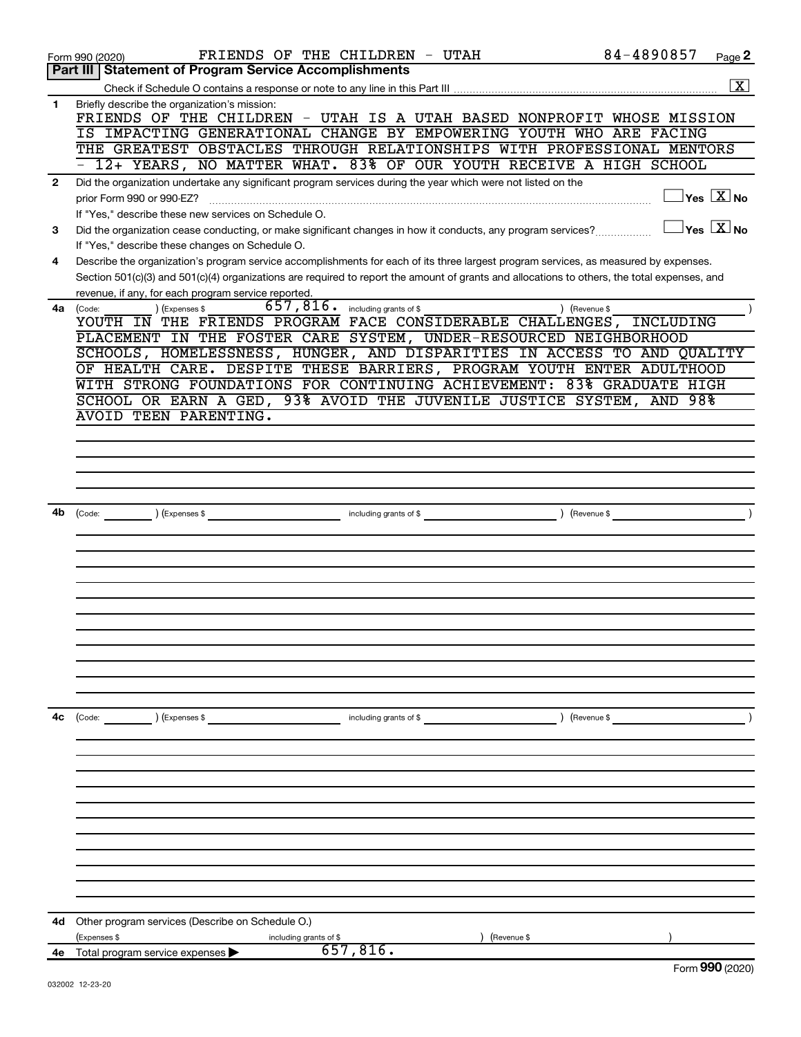Form 990 (2020) FRIENDS OF THE CHILDREN - UTAH 84-4890857 Page 2

## Part III Statement of Program Service Accomplishments

Check if Schedule O contains a response or note to any line in this Part III [X]

**1** Briefly describe the organization's mission:

FRIENDS OF THE CHILDREN - UTAH IS A UTAH BASED NONPROFIT WHOSE MISSION IS IMPACTING GENERATIONAL CHANGE BY EMPOWERING YOUTH WHO ARE FACING THE GREATEST OBSTACLES THROUGH RELATIONSHIPS WITH PROFESSIONAL MENTORS - 12+ YEARS, NO MATTER WHAT. 83% OF OUR YOUTH RECEIVE A HIGH SCHOOL

**2** Did the organization undertake any significant program services during the year which were not listed on the prior Form 990 or 990-EZ? [ ] Yes [X] No

If "Yes," describe these new services on Schedule O.

**3** Did the organization cease conducting, or make significant changes in how it conducts, any program services? [ ] Yes [X] No

If "Yes," describe these changes on Schedule O.

**4** Describe the organization's program service accomplishments for each of its three largest program services, as measured by expenses. Section 501(c)(3) and 501(c)(4) organizations are required to report the amount of grants and allocations to others, the total expenses, and revenue, if any, for each program service reported.

**4a** (Code: ) (Expenses $ 657,816. including grants of $ ) (Revenue $ )

YOUTH IN THE FRIENDS PROGRAM FACE CONSIDERABLE CHALLENGES, INCLUDING PLACEMENT IN THE FOSTER CARE SYSTEM, UNDER-RESOURCED NEIGHBORHOOD SCHOOLS, HOMELESSNESS, HUNGER, AND DISPARITIES IN ACCESS TO AND QUALITY OF HEALTH CARE. DESPITE THESE BARRIERS, PROGRAM YOUTH ENTER ADULTHOOD WITH STRONG FOUNDATIONS FOR CONTINUING ACHIEVEMENT: 83% GRADUATE HIGH SCHOOL OR EARN A GED, 93% AVOID THE JUVENILE JUSTICE SYSTEM, AND 98% AVOID TEEN PARENTING.

**4b** (Code: ) (Expenses $ including grants of $ ) (Revenue $ )

**4c** (Code: ) (Expenses $ including grants of $ ) (Revenue $ )

**4d** Other program services (Describe on Schedule O.)

(Expenses $ including grants of $ ) (Revenue $ )

**4e** Total program service expenses ▶ 657,816.

Form **990** (2020)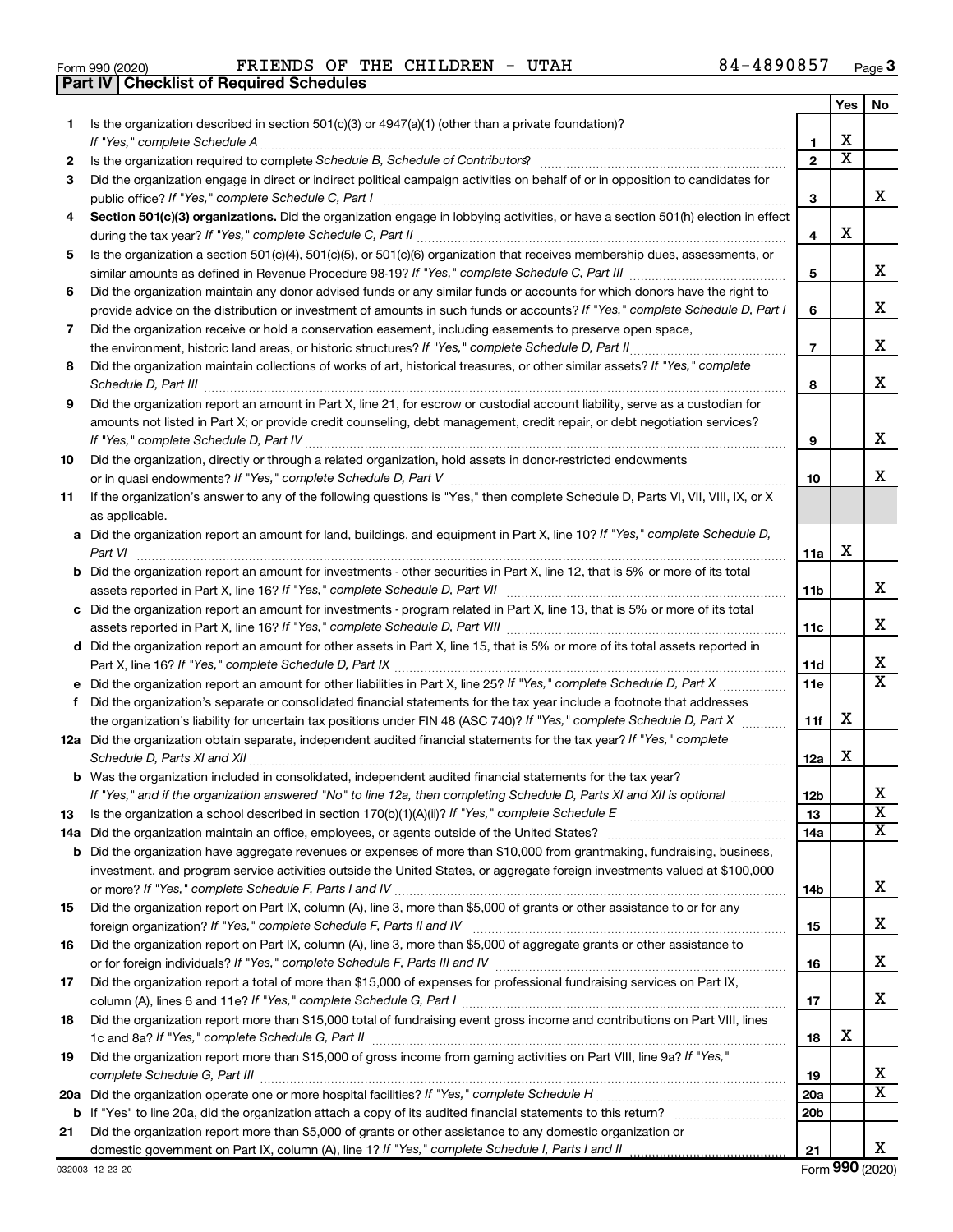Form 990 (2020) FRIENDS OF THE CHILDREN - UTAH 84-4890857

## Part IV | Checklist of Required Schedules

| | | | Yes | No |
|---|---|---|---|---|
| 1 | Is the organization described in section 501(c)(3) or 4947(a)(1) (other than a private foundation)? *If "Yes," complete Schedule A* | 1 | X | |
| 2 | Is the organization required to complete *Schedule B, Schedule of Contributors*? | 2 | X | |
| 3 | Did the organization engage in direct or indirect political campaign activities on behalf of or in opposition to candidates for public office? *If "Yes," complete Schedule C, Part I* | 3 | | X |
| 4 | **Section 501(c)(3) organizations.** Did the organization engage in lobbying activities, or have a section 501(h) election in effect during the tax year? *If "Yes," complete Schedule C, Part II* | 4 | X | |
| 5 | Is the organization a section 501(c)(4), 501(c)(5), or 501(c)(6) organization that receives membership dues, assessments, or similar amounts as defined in Revenue Procedure 98-19? *If "Yes," complete Schedule C, Part III* | 5 | | X |
| 6 | Did the organization maintain any donor advised funds or any similar funds or accounts for which donors have the right to provide advice on the distribution or investment of amounts in such funds or accounts? *If "Yes," complete Schedule D, Part I* | 6 | | X |
| 7 | Did the organization receive or hold a conservation easement, including easements to preserve open space, the environment, historic land areas, or historic structures? *If "Yes," complete Schedule D, Part II* | 7 | | X |
| 8 | Did the organization maintain collections of works of art, historical treasures, or other similar assets? *If "Yes," complete Schedule D, Part III* | 8 | | X |
| 9 | Did the organization report an amount in Part X, line 21, for escrow or custodial account liability, serve as a custodian for amounts not listed in Part X; or provide credit counseling, debt management, credit repair, or debt negotiation services? *If "Yes," complete Schedule D, Part IV* | 9 | | X |
| 10 | Did the organization, directly or through a related organization, hold assets in donor-restricted endowments or in quasi endowments? *If "Yes," complete Schedule D, Part V* | 10 | | X |
| 11 | If the organization's answer to any of the following questions is "Yes," then complete Schedule D, Parts VI, VII, VIII, IX, or X as applicable. | | | |
| a | Did the organization report an amount for land, buildings, and equipment in Part X, line 10? *If "Yes," complete Schedule D, Part VI* | 11a | X | |
| b | Did the organization report an amount for investments - other securities in Part X, line 12, that is 5% or more of its total assets reported in Part X, line 16? *If "Yes," complete Schedule D, Part VII* | 11b | | X |
| c | Did the organization report an amount for investments - program related in Part X, line 13, that is 5% or more of its total assets reported in Part X, line 16? *If "Yes," complete Schedule D, Part VIII* | 11c | | X |
| d | Did the organization report an amount for other assets in Part X, line 15, that is 5% or more of its total assets reported in Part X, line 16? *If "Yes," complete Schedule D, Part IX* | 11d | | X |
| e | Did the organization report an amount for other liabilities in Part X, line 25? *If "Yes," complete Schedule D, Part X* | 11e | | X |
| f | Did the organization's separate or consolidated financial statements for the tax year include a footnote that addresses the organization's liability for uncertain tax positions under FIN 48 (ASC 740)? *If "Yes," complete Schedule D, Part X* | 11f | X | |
| 12a | Did the organization obtain separate, independent audited financial statements for the tax year? *If "Yes," complete Schedule D, Parts XI and XII* | 12a | X | |
| b | Was the organization included in consolidated, independent audited financial statements for the tax year? *If "Yes," and if the organization answered "No" to line 12a, then completing Schedule D, Parts XI and XII is optional* | 12b | | X |
| 13 | Is the organization a school described in section 170(b)(1)(A)(ii)? *If "Yes," complete Schedule E* | 13 | | X |
| 14a | Did the organization maintain an office, employees, or agents outside of the United States? | 14a | | X |
| b | Did the organization have aggregate revenues or expenses of more than $10,000 from grantmaking, fundraising, business, investment, and program service activities outside the United States, or aggregate foreign investments valued at $100,000 or more? *If "Yes," complete Schedule F, Parts I and IV* | 14b | | X |
| 15 | Did the organization report on Part IX, column (A), line 3, more than $5,000 of grants or other assistance to or for any foreign organization? *If "Yes," complete Schedule F, Parts II and IV* | 15 | | X |
| 16 | Did the organization report on Part IX, column (A), line 3, more than $5,000 of aggregate grants or other assistance to or for foreign individuals? *If "Yes," complete Schedule F, Parts III and IV* | 16 | | X |
| 17 | Did the organization report a total of more than $15,000 of expenses for professional fundraising services on Part IX, column (A), lines 6 and 11e? *If "Yes," complete Schedule G, Part I* | 17 | | X |
| 18 | Did the organization report more than $15,000 total of fundraising event gross income and contributions on Part VIII, lines 1c and 8a? *If "Yes," complete Schedule G, Part II* | 18 | X | |
| 19 | Did the organization report more than $15,000 of gross income from gaming activities on Part VIII, line 9a? *If "Yes," complete Schedule G, Part III* | 19 | | X |
| 20a | Did the organization operate one or more hospital facilities? *If "Yes," complete Schedule H* | 20a | | X |
| b | If "Yes" to line 20a, did the organization attach a copy of its audited financial statements to this return? | 20b | | |
| 21 | Did the organization report more than $5,000 of grants or other assistance to any domestic organization or domestic government on Part IX, column (A), line 1? *If "Yes," complete Schedule I, Parts I and II* | 21 | | X |

032003 12-23-20 Form **990** (2020)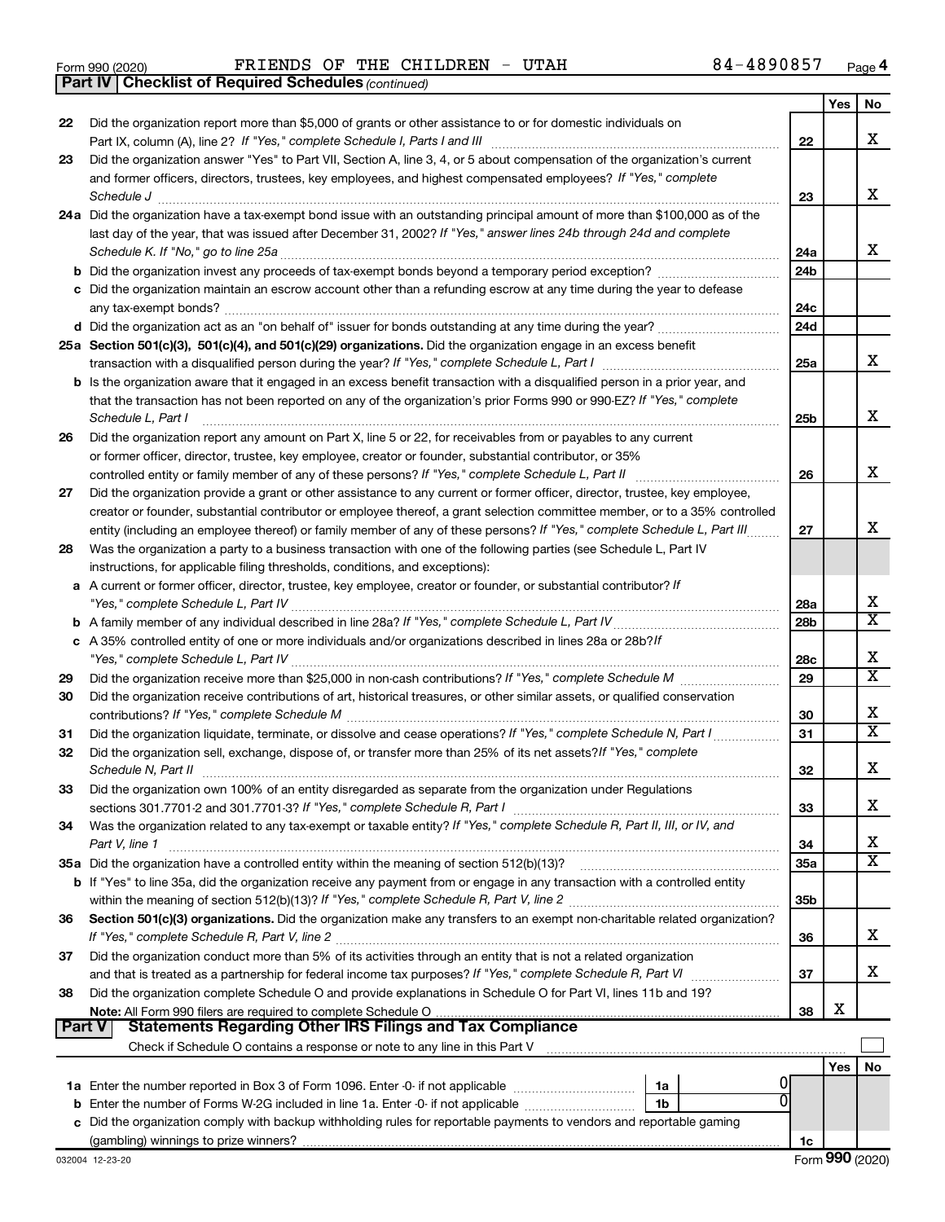Form 990 (2020) FRIENDS OF THE CHILDREN - UTAH 84-4890857 Page 4

**Part IV | Checklist of Required Schedules** *(continued)*

| | | | Yes | No |
|---|---|---|---|---|
| 22 | Did the organization report more than $5,000 of grants or other assistance to or for domestic individuals on Part IX, column (A), line 2? *If "Yes," complete Schedule I, Parts I and III* | 22 | | X |
| 23 | Did the organization answer "Yes" to Part VII, Section A, line 3, 4, or 5 about compensation of the organization's current and former officers, directors, trustees, key employees, and highest compensated employees? *If "Yes," complete Schedule J* | 23 | | X |
| 24a | Did the organization have a tax-exempt bond issue with an outstanding principal amount of more than $100,000 as of the last day of the year, that was issued after December 31, 2002? *If "Yes," answer lines 24b through 24d and complete Schedule K. If "No," go to line 25a* | 24a | | X |
| b | Did the organization invest any proceeds of tax-exempt bonds beyond a temporary period exception? | 24b | | |
| c | Did the organization maintain an escrow account other than a refunding escrow at any time during the year to defease any tax-exempt bonds? | 24c | | |
| d | Did the organization act as an "on behalf of" issuer for bonds outstanding at any time during the year? | 24d | | |
| 25a | **Section 501(c)(3), 501(c)(4), and 501(c)(29) organizations.** Did the organization engage in an excess benefit transaction with a disqualified person during the year? *If "Yes," complete Schedule L, Part I* | 25a | | X |
| b | Is the organization aware that it engaged in an excess benefit transaction with a disqualified person in a prior year, and that the transaction has not been reported on any of the organization's prior Forms 990 or 990-EZ? *If "Yes," complete Schedule L, Part I* | 25b | | X |
| 26 | Did the organization report any amount on Part X, line 5 or 22, for receivables from or payables to any current or former officer, director, trustee, key employee, creator or founder, substantial contributor, or 35% controlled entity or family member of any of these persons? *If "Yes," complete Schedule L, Part II* | 26 | | X |
| 27 | Did the organization provide a grant or other assistance to any current or former officer, director, trustee, key employee, creator or founder, substantial contributor or employee thereof, a grant selection committee member, or to a 35% controlled entity (including an employee thereof) or family member of any of these persons? *If "Yes," complete Schedule L, Part III* | 27 | | X |
| 28 | Was the organization a party to a business transaction with one of the following parties (see Schedule L, Part IV instructions, for applicable filing thresholds, conditions, and exceptions): | | | |
| a | A current or former officer, director, trustee, key employee, creator or founder, or substantial contributor? *If "Yes," complete Schedule L, Part IV* | 28a | | X |
| b | A family member of any individual described in line 28a? *If "Yes," complete Schedule L, Part IV* | 28b | | X |
| c | A 35% controlled entity of one or more individuals and/or organizations described in lines 28a or 28b? *If "Yes," complete Schedule L, Part IV* | 28c | | X |
| 29 | Did the organization receive more than $25,000 in non-cash contributions? *If "Yes," complete Schedule M* | 29 | | X |
| 30 | Did the organization receive contributions of art, historical treasures, or other similar assets, or qualified conservation contributions? *If "Yes," complete Schedule M* | 30 | | X |
| 31 | Did the organization liquidate, terminate, or dissolve and cease operations? *If "Yes," complete Schedule N, Part I* | 31 | | X |
| 32 | Did the organization sell, exchange, dispose of, or transfer more than 25% of its net assets? *If "Yes," complete Schedule N, Part II* | 32 | | X |
| 33 | Did the organization own 100% of an entity disregarded as separate from the organization under Regulations sections 301.7701-2 and 301.7701-3? *If "Yes," complete Schedule R, Part I* | 33 | | X |
| 34 | Was the organization related to any tax-exempt or taxable entity? *If "Yes," complete Schedule R, Part II, III, or IV, and Part V, line 1* | 34 | | X |
| 35a | Did the organization have a controlled entity within the meaning of section 512(b)(13)? | 35a | | X |
| b | If "Yes" to line 35a, did the organization receive any payment from or engage in any transaction with a controlled entity within the meaning of section 512(b)(13)? *If "Yes," complete Schedule R, Part V, line 2* | 35b | | |
| 36 | **Section 501(c)(3) organizations.** Did the organization make any transfers to an exempt non-charitable related organization? *If "Yes," complete Schedule R, Part V, line 2* | 36 | | X |
| 37 | Did the organization conduct more than 5% of its activities through an entity that is not a related organization and that is treated as a partnership for federal income tax purposes? *If "Yes," complete Schedule R, Part VI* | 37 | | X |
| 38 | Did the organization complete Schedule O and provide explanations in Schedule O for Part VI, lines 11b and 19? **Note:** All Form 990 filers are required to complete Schedule O | 38 | X | |

**Part V | Statements Regarding Other IRS Filings and Tax Compliance**

Check if Schedule O contains a response or note to any line in this Part V

| | | | | | Yes | No |
|---|---|---|---|---|---|---|
| 1a | Enter the number reported in Box 3 of Form 1096. Enter -0- if not applicable | 1a | 0 | | | |
| b | Enter the number of Forms W-2G included in line 1a. Enter -0- if not applicable | 1b | 0 | | | |
| c | Did the organization comply with backup withholding rules for reportable payments to vendors and reportable gaming (gambling) winnings to prize winners? | | | 1c | | |

032004 12-23-20 Form **990** (2020)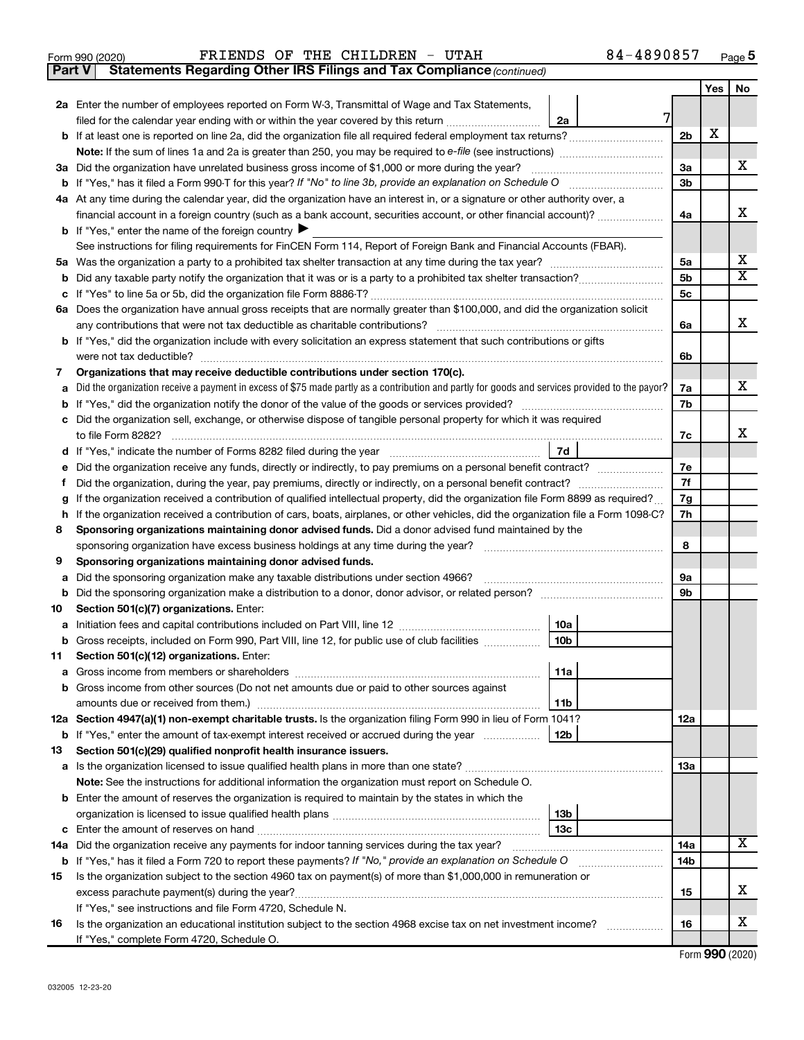Form 990 (2020) FRIENDS OF THE CHILDREN - UTAH 84-4890857

**Part V | Statements Regarding Other IRS Filings and Tax Compliance** *(continued)*

| | | | | Yes | No |
|---|---|---|---|---|---|
| **2a** | Enter the number of employees reported on Form W-3, Transmittal of Wage and Tax Statements, filed for the calendar year ending with or within the year covered by this return | 2a 7 | | | |
| **b** | If at least one is reported on line 2a, did the organization file all required federal employment tax returns? | | 2b | X | |
| | **Note:** If the sum of lines 1a and 2a is greater than 250, you may be required to *e-file* (see instructions) | | | | |
| **3a** | Did the organization have unrelated business gross income of $1,000 or more during the year? | | 3a | | X |
| **b** | If "Yes," has it filed a Form 990-T for this year? *If "No" to line 3b, provide an explanation on Schedule O* | | 3b | | |
| **4a** | At any time during the calendar year, did the organization have an interest in, or a signature or other authority over, a financial account in a foreign country (such as a bank account, securities account, or other financial account)? | | 4a | | X |
| **b** | If "Yes," enter the name of the foreign country ▶ | | | | |
| | See instructions for filing requirements for FinCEN Form 114, Report of Foreign Bank and Financial Accounts (FBAR). | | | | |
| **5a** | Was the organization a party to a prohibited tax shelter transaction at any time during the tax year? | | 5a | | X |
| **b** | Did any taxable party notify the organization that it was or is a party to a prohibited tax shelter transaction? | | 5b | | X |
| **c** | If "Yes" to line 5a or 5b, did the organization file Form 8886-T? | | 5c | | |
| **6a** | Does the organization have annual gross receipts that are normally greater than $100,000, and did the organization solicit any contributions that were not tax deductible as charitable contributions? | | 6a | | X |
| **b** | If "Yes," did the organization include with every solicitation an express statement that such contributions or gifts were not tax deductible? | | 6b | | |
| **7** | **Organizations that may receive deductible contributions under section 170(c).** | | | | |
| **a** | Did the organization receive a payment in excess of $75 made partly as a contribution and partly for goods and services provided to the payor? | | 7a | | X |
| **b** | If "Yes," did the organization notify the donor of the value of the goods or services provided? | | 7b | | |
| **c** | Did the organization sell, exchange, or otherwise dispose of tangible personal property for which it was required to file Form 8282? | | 7c | | X |
| **d** | If "Yes," indicate the number of Forms 8282 filed during the year | 7d | | | |
| **e** | Did the organization receive any funds, directly or indirectly, to pay premiums on a personal benefit contract? | | 7e | | |
| **f** | Did the organization, during the year, pay premiums, directly or indirectly, on a personal benefit contract? | | 7f | | |
| **g** | If the organization received a contribution of qualified intellectual property, did the organization file Form 8899 as required? | | 7g | | |
| **h** | If the organization received a contribution of cars, boats, airplanes, or other vehicles, did the organization file a Form 1098-C? | | 7h | | |
| **8** | **Sponsoring organizations maintaining donor advised funds.** Did a donor advised fund maintained by the sponsoring organization have excess business holdings at any time during the year? | | 8 | | |
| **9** | **Sponsoring organizations maintaining donor advised funds.** | | | | |
| **a** | Did the sponsoring organization make any taxable distributions under section 4966? | | 9a | | |
| **b** | Did the sponsoring organization make a distribution to a donor, donor advisor, or related person? | | 9b | | |
| **10** | **Section 501(c)(7) organizations.** Enter: | | | | |
| **a** | Initiation fees and capital contributions included on Part VIII, line 12 | 10a | | | |
| **b** | Gross receipts, included on Form 990, Part VIII, line 12, for public use of club facilities | 10b | | | |
| **11** | **Section 501(c)(12) organizations.** Enter: | | | | |
| **a** | Gross income from members or shareholders | 11a | | | |
| **b** | Gross income from other sources (Do not net amounts due or paid to other sources against amounts due or received from them.) | 11b | | | |
| **12a** | **Section 4947(a)(1) non-exempt charitable trusts.** Is the organization filing Form 990 in lieu of Form 1041? | | 12a | | |
| **b** | If "Yes," enter the amount of tax-exempt interest received or accrued during the year | 12b | | | |
| **13** | **Section 501(c)(29) qualified nonprofit health insurance issuers.** | | | | |
| **a** | Is the organization licensed to issue qualified health plans in more than one state? | | 13a | | |
| | **Note:** See the instructions for additional information the organization must report on Schedule O. | | | | |
| **b** | Enter the amount of reserves the organization is required to maintain by the states in which the organization is licensed to issue qualified health plans | 13b | | | |
| **c** | Enter the amount of reserves on hand | 13c | | | |
| **14a** | Did the organization receive any payments for indoor tanning services during the tax year? | | 14a | | X |
| **b** | If "Yes," has it filed a Form 720 to report these payments? *If "No," provide an explanation on Schedule O* | | 14b | | |
| **15** | Is the organization subject to the section 4960 tax on payment(s) of more than $1,000,000 in remuneration or excess parachute payment(s) during the year? | | 15 | | X |
| | If "Yes," see instructions and file Form 4720, Schedule N. | | | | |
| **16** | Is the organization an educational institution subject to the section 4968 excise tax on net investment income? | | 16 | | X |
| | If "Yes," complete Form 4720, Schedule O. | | | | |

Form **990** (2020)

032005 12-23-20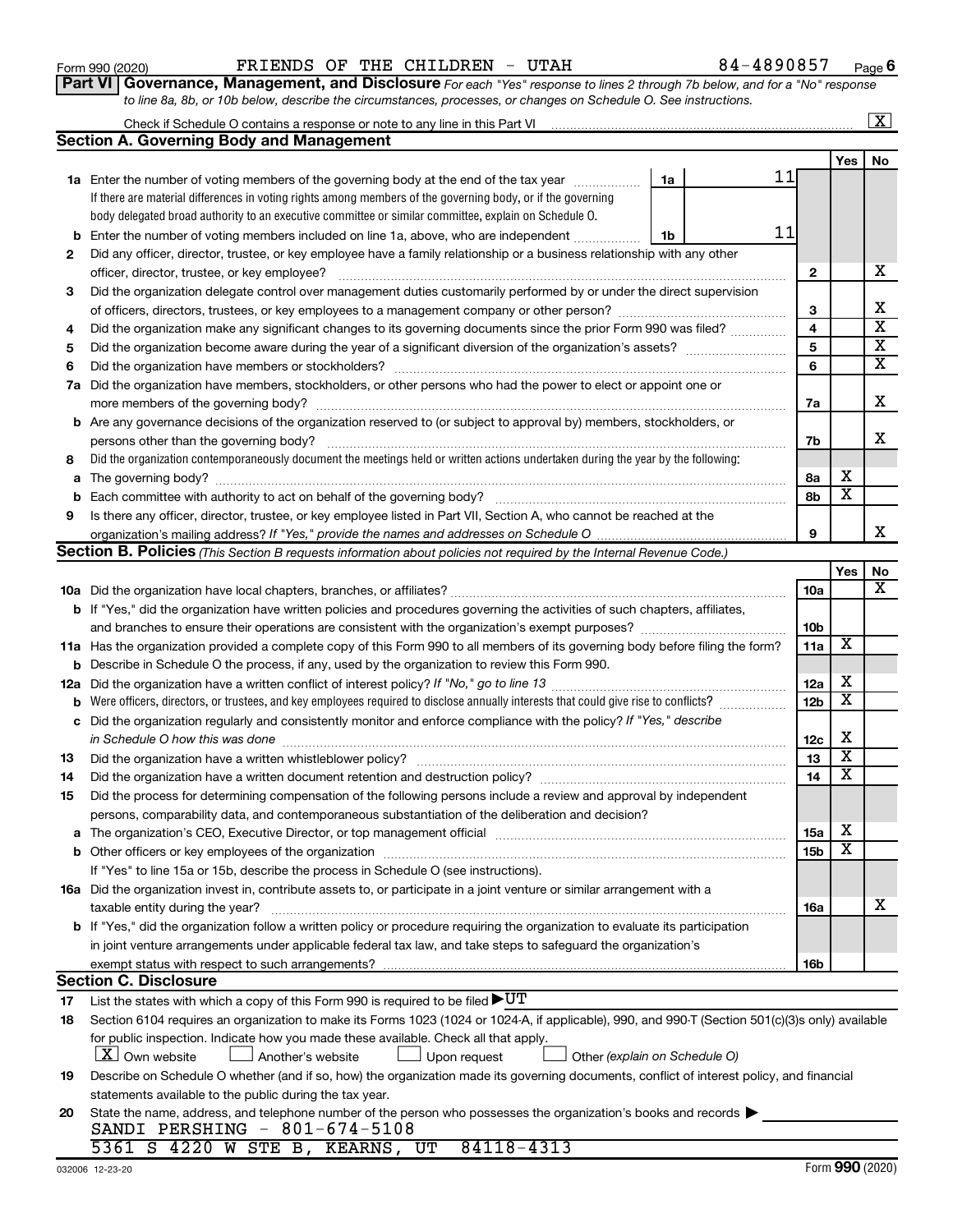Form 990 (2020) FRIENDS OF THE CHILDREN - UTAH 84-4890857 Page 6

**Part VI Governance, Management, and Disclosure** *For each "Yes" response to lines 2 through 7b below, and for a "No" response to line 8a, 8b, or 10b below, describe the circumstances, processes, or changes on Schedule O. See instructions.*

Check if Schedule O contains a response or note to any line in this Part VI .......... [X]

## Section A. Governing Body and Management

| | | | Yes | No |
|---|---|---|---|---|
| **1a** | Enter the number of voting members of the governing body at the end of the tax year ..... **1a** 11. If there are material differences in voting rights among members of the governing body, or if the governing body delegated broad authority to an executive committee or similar committee, explain on Schedule O. | | | |
| **b** | Enter the number of voting members included on line 1a, above, who are independent ..... **1b** 11 | | | |
| **2** | Did any officer, director, trustee, or key employee have a family relationship or a business relationship with any other officer, director, trustee, or key employee? | 2 | | X |
| **3** | Did the organization delegate control over management duties customarily performed by or under the direct supervision of officers, directors, trustees, or key employees to a management company or other person? | 3 | | X |
| **4** | Did the organization make any significant changes to its governing documents since the prior Form 990 was filed? | 4 | | X |
| **5** | Did the organization become aware during the year of a significant diversion of the organization's assets? | 5 | | X |
| **6** | Did the organization have members or stockholders? | 6 | | X |
| **7a** | Did the organization have members, stockholders, or other persons who had the power to elect or appoint one or more members of the governing body? | 7a | | X |
| **b** | Are any governance decisions of the organization reserved to (or subject to approval by) members, stockholders, or persons other than the governing body? | 7b | | X |
| **8** | Did the organization contemporaneously document the meetings held or written actions undertaken during the year by the following: | | | |
| **a** | The governing body? | 8a | X | |
| **b** | Each committee with authority to act on behalf of the governing body? | 8b | X | |
| **9** | Is there any officer, director, trustee, or key employee listed in Part VII, Section A, who cannot be reached at the organization's mailing address? *If "Yes," provide the names and addresses on Schedule O* | 9 | | X |

## Section B. Policies *(This Section B requests information about policies not required by the Internal Revenue Code.)*

| | | | Yes | No |
|---|---|---|---|---|
| **10a** | Did the organization have local chapters, branches, or affiliates? | 10a | | X |
| **b** | If "Yes," did the organization have written policies and procedures governing the activities of such chapters, affiliates, and branches to ensure their operations are consistent with the organization's exempt purposes? | 10b | | |
| **11a** | Has the organization provided a complete copy of this Form 990 to all members of its governing body before filing the form? | 11a | X | |
| **b** | Describe in Schedule O the process, if any, used by the organization to review this Form 990. | | | |
| **12a** | Did the organization have a written conflict of interest policy? *If "No," go to line 13* | 12a | X | |
| **b** | Were officers, directors, or trustees, and key employees required to disclose annually interests that could give rise to conflicts? | 12b | X | |
| **c** | Did the organization regularly and consistently monitor and enforce compliance with the policy? *If "Yes," describe in Schedule O how this was done* | 12c | X | |
| **13** | Did the organization have a written whistleblower policy? | 13 | X | |
| **14** | Did the organization have a written document retention and destruction policy? | 14 | X | |
| **15** | Did the process for determining compensation of the following persons include a review and approval by independent persons, comparability data, and contemporaneous substantiation of the deliberation and decision? | | | |
| **a** | The organization's CEO, Executive Director, or top management official | 15a | X | |
| **b** | Other officers or key employees of the organization | 15b | X | |
| | If "Yes" to line 15a or 15b, describe the process in Schedule O (see instructions). | | | |
| **16a** | Did the organization invest in, contribute assets to, or participate in a joint venture or similar arrangement with a taxable entity during the year? | 16a | | X |
| **b** | If "Yes," did the organization follow a written policy or procedure requiring the organization to evaluate its participation in joint venture arrangements under applicable federal tax law, and take steps to safeguard the organization's exempt status with respect to such arrangements? | 16b | | |

## Section C. Disclosure

**17** List the states with which a copy of this Form 990 is required to be filed ▶ UT

**18** Section 6104 requires an organization to make its Forms 1023 (1024 or 1024-A, if applicable), 990, and 990-T (Section 501(c)(3)s only) available for public inspection. Indicate how you made these available. Check all that apply.

[X] Own website [ ] Another's website [ ] Upon request [ ] Other *(explain on Schedule O)*

**19** Describe on Schedule O whether (and if so, how) the organization made its governing documents, conflict of interest policy, and financial statements available to the public during the tax year.

**20** State the name, address, and telephone number of the person who possesses the organization's books and records ▶

SANDI PERSHING - 801-674-5108

5361 S 4220 W STE B, KEARNS, UT 84118-4313

032006 12-23-20 Form **990** (2020)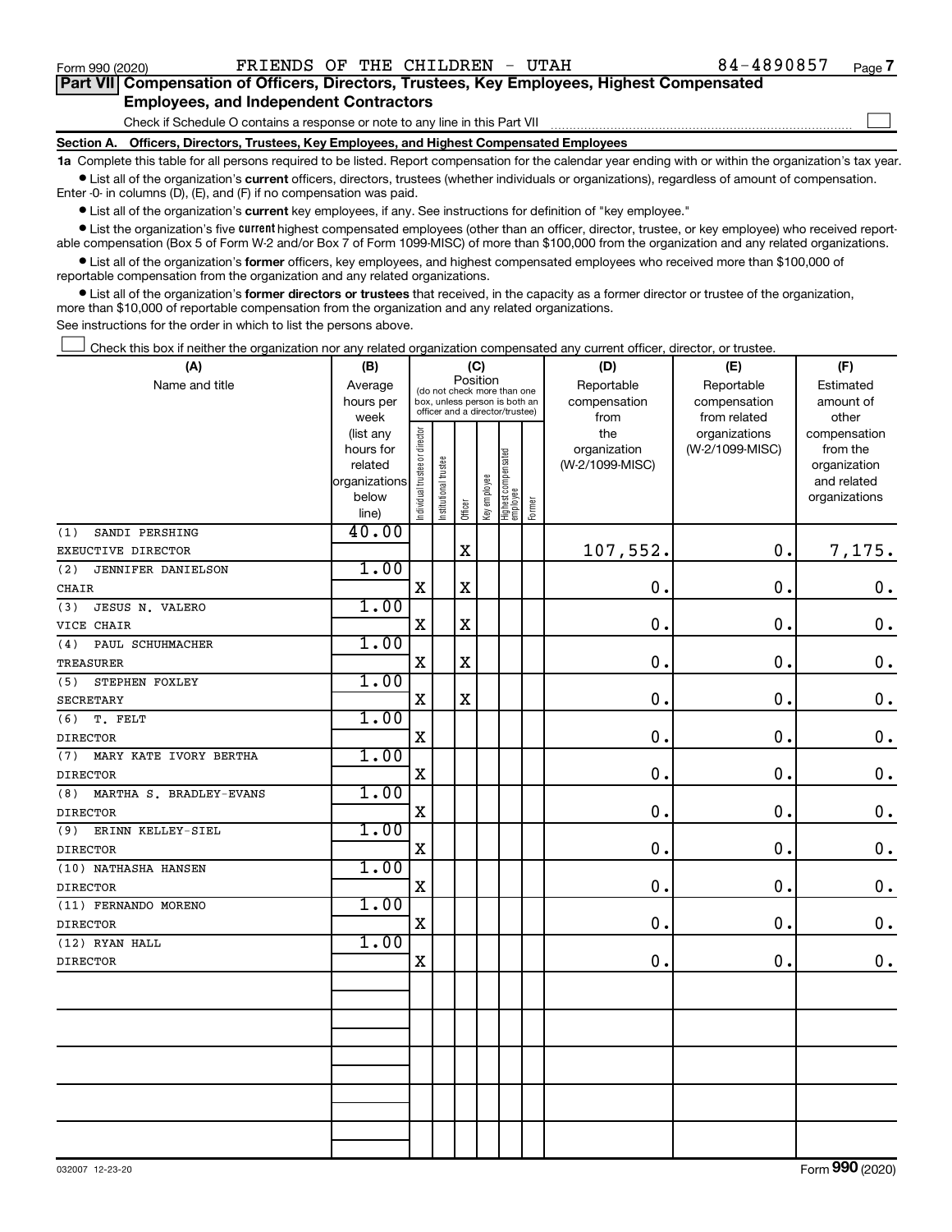Form 990 (2020) FRIENDS OF THE CHILDREN - UTAH 84-4890857 Page 7

**Part VII Compensation of Officers, Directors, Trustees, Key Employees, Highest Compensated Employees, and Independent Contractors**

Check if Schedule O contains a response or note to any line in this Part VII ☐

**Section A. Officers, Directors, Trustees, Key Employees, and Highest Compensated Employees**

**1a** Complete this table for all persons required to be listed. Report compensation for the calendar year ending with or within the organization's tax year.

- List all of the organization's **current** officers, directors, trustees (whether individuals or organizations), regardless of amount of compensation. Enter -0- in columns (D), (E), and (F) if no compensation was paid.
- List all of the organization's **current** key employees, if any. See instructions for definition of "key employee."
- List the organization's five **current** highest compensated employees (other than an officer, director, trustee, or key employee) who received reportable compensation (Box 5 of Form W-2 and/or Box 7 of Form 1099-MISC) of more than $100,000 from the organization and any related organizations.
- List all of the organization's **former** officers, key employees, and highest compensated employees who received more than $100,000 of reportable compensation from the organization and any related organizations.
- List all of the organization's **former directors or trustees** that received, in the capacity as a former director or trustee of the organization, more than $10,000 of reportable compensation from the organization and any related organizations.

See instructions for the order in which to list the persons above.

☐ Check this box if neither the organization nor any related organization compensated any current officer, director, or trustee.

| (A) Name and title | (B) Average hours per week (list any hours for related organizations below line) | (C) Position: Individual trustee or director | Institutional trustee | Officer | Key employee | Highest compensated employee | Former | (D) Reportable compensation from the organization (W-2/1099-MISC) | (E) Reportable compensation from related organizations (W-2/1099-MISC) | (F) Estimated amount of other compensation from the organization and related organizations |
|---|---|---|---|---|---|---|---|---|---|---|
| (1) SANDI PERSHING<br>EXEUCTIVE DIRECTOR | 40.00 | | | X | | | | 107,552. | 0. | 7,175. |
| (2) JENNIFER DANIELSON<br>CHAIR | 1.00 | X | | X | | | | 0. | 0. | 0. |
| (3) JESUS N. VALERO<br>VICE CHAIR | 1.00 | X | | X | | | | 0. | 0. | 0. |
| (4) PAUL SCHUHMACHER<br>TREASURER | 1.00 | X | | X | | | | 0. | 0. | 0. |
| (5) STEPHEN FOXLEY<br>SECRETARY | 1.00 | X | | X | | | | 0. | 0. | 0. |
| (6) T. FELT<br>DIRECTOR | 1.00 | X | | | | | | 0. | 0. | 0. |
| (7) MARY KATE IVORY BERTHA<br>DIRECTOR | 1.00 | X | | | | | | 0. | 0. | 0. |
| (8) MARTHA S. BRADLEY-EVANS<br>DIRECTOR | 1.00 | X | | | | | | 0. | 0. | 0. |
| (9) ERINN KELLEY-SIEL<br>DIRECTOR | 1.00 | X | | | | | | 0. | 0. | 0. |
| (10) NATHASHA HANSEN<br>DIRECTOR | 1.00 | X | | | | | | 0. | 0. | 0. |
| (11) FERNANDO MORENO<br>DIRECTOR | 1.00 | X | | | | | | 0. | 0. | 0. |
| (12) RYAN HALL<br>DIRECTOR | 1.00 | X | | | | | | 0. | 0. | 0. |

032007 12-23-20 Form 990 (2020)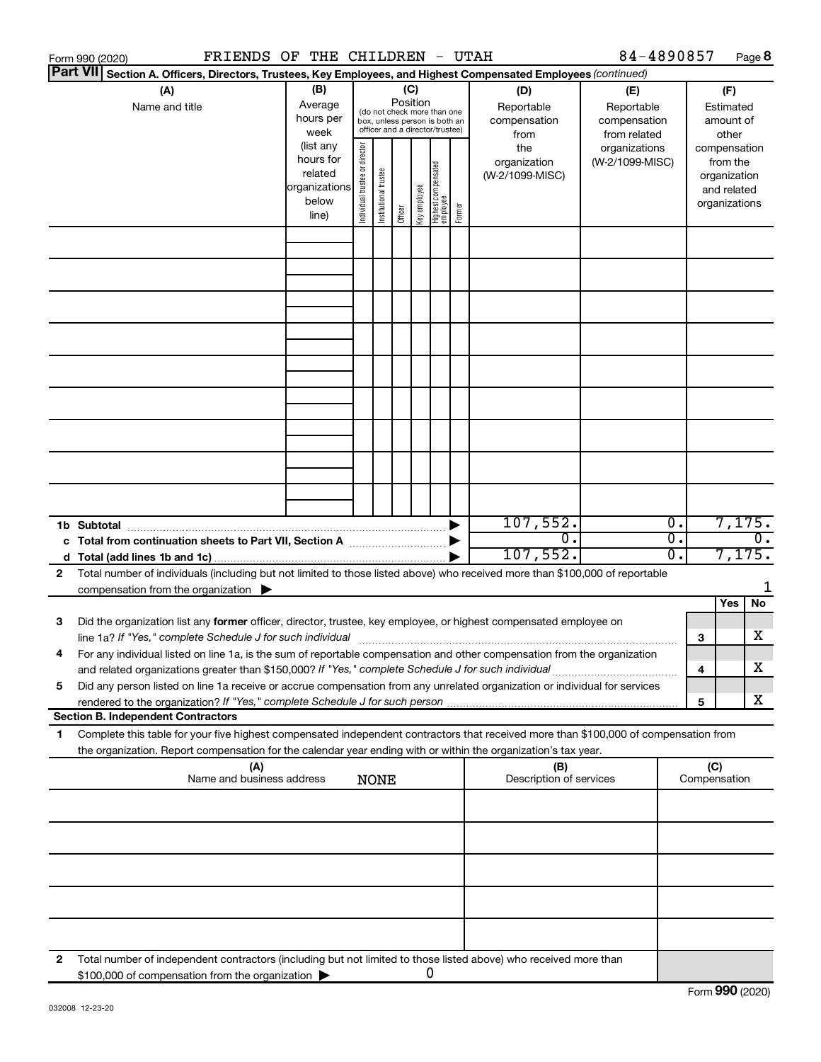Form 990 (2020) FRIENDS OF THE CHILDREN - UTAH 84-4890857

**Part VII Section A. Officers, Directors, Trustees, Key Employees, and Highest Compensated Employees** *(continued)*

| (A) Name and title | (B) Average hours per week (list any hours for related organizations below line) | (C) Position: Individual trustee or director | Institutional trustee | Officer | Key employee | Highest compensated employee | Former | (D) Reportable compensation from the organization (W-2/1099-MISC) | (E) Reportable compensation from related organizations (W-2/1099-MISC) | (F) Estimated amount of other compensation from the organization and related organizations |
|---|---|---|---|---|---|---|---|---|---|---|
| | | | | | | | | | | |
| | | | | | | | | | | |
| | | | | | | | | | | |
| | | | | | | | | | | |
| | | | | | | | | | | |
| | | | | | | | | | | |
| | | | | | | | | | | |
| | | | | | | | | | | |
| | | | | | | | | | | |
| **1b Subtotal** | | | | | | | | 107,552. | 0. | 7,175. |
| **c Total from continuation sheets to Part VII, Section A** | | | | | | | | 0. | 0. | 0. |
| **d Total (add lines 1b and 1c)** | | | | | | | | 107,552. | 0. | 7,175. |

**2** Total number of individuals (including but not limited to those listed above) who received more than $100,000 of reportable compensation from the organization ▶ 1

| | | Yes | No |
|---|---|---|---|
| **3** Did the organization list any **former** officer, director, trustee, key employee, or highest compensated employee on line 1a? *If "Yes," complete Schedule J for such individual* | 3 | | X |
| **4** For any individual listed on line 1a, is the sum of reportable compensation and other compensation from the organization and related organizations greater than $150,000? *If "Yes," complete Schedule J for such individual* | 4 | | X |
| **5** Did any person listed on line 1a receive or accrue compensation from any unrelated organization or individual for services rendered to the organization? *If "Yes," complete Schedule J for such person* | 5 | | X |

**Section B. Independent Contractors**

**1** Complete this table for your five highest compensated independent contractors that received more than $100,000 of compensation from the organization. Report compensation for the calendar year ending with or within the organization's tax year.

| (A) Name and business address NONE | (B) Description of services | (C) Compensation |
|---|---|---|
| | | |
| | | |
| | | |
| | | |
| | | |

**2** Total number of independent contractors (including but not limited to those listed above) who received more than $100,000 of compensation from the organization ▶ 0

Form **990** (2020)

032008 12-23-20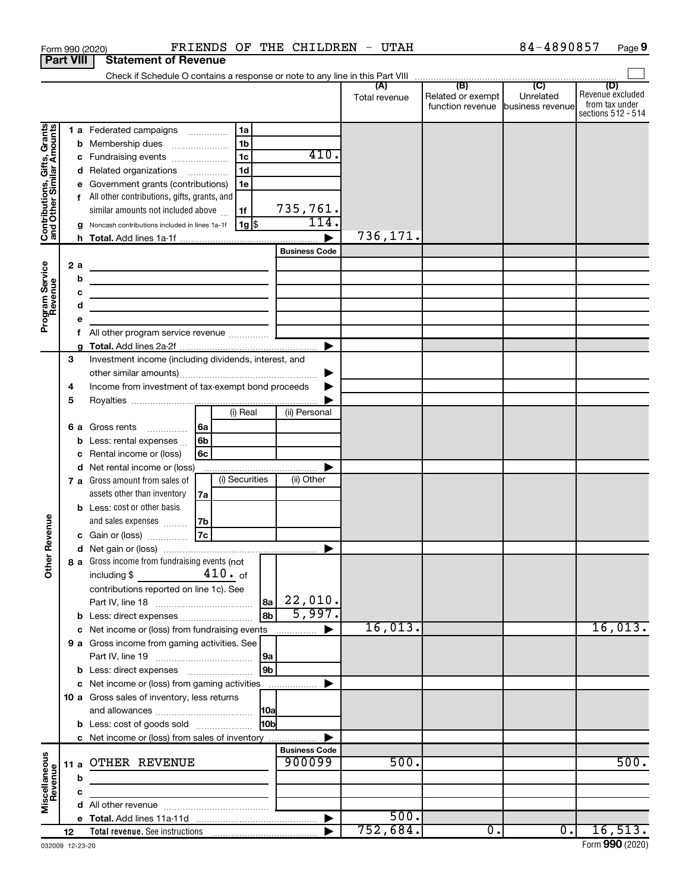Form 990 (2020) FRIENDS OF THE CHILDREN - UTAH 84-4890857

## Part VIII Statement of Revenue

Check if Schedule O contains a response or note to any line in this Part VIII

| | | | (A) Total revenue | (B) Related or exempt function revenue | (C) Unrelated business revenue | (D) Revenue excluded from tax under sections 512 - 514 |
|---|---|---|---|---|---|---|
| **Contributions, Gifts, Grants and Other Similar Amounts** | 1 a Federated campaigns | 1a | | | | |
| | b Membership dues | 1b | | | | |
| | c Fundraising events | 1c 410. | | | | |
| | d Related organizations | 1d | | | | |
| | e Government grants (contributions) | 1e | | | | |
| | f All other contributions, gifts, grants, and similar amounts not included above | 1f 735,761. | | | | |
| | g Noncash contributions included in lines 1a-1f | 1g $ 114. | | | | |
| | h Total. Add lines 1a-1f | | 736,171. | | | |
| **Program Service Revenue** | | Business Code | | | | |
| | 2 a | | | | | |
| | b | | | | | |
| | c | | | | | |
| | d | | | | | |
| | e | | | | | |
| | f All other program service revenue | | | | | |
| | g Total. Add lines 2a-2f | | | | | |
| **Other Revenue** | 3 Investment income (including dividends, interest, and other similar amounts) | | | | | |
| | 4 Income from investment of tax-exempt bond proceeds | | | | | |
| | 5 Royalties | | | | | |
| | | (i) Real / (ii) Personal | | | | |
| | 6 a Gross rents | 6a | | | | |
| | b Less: rental expenses | 6b | | | | |
| | c Rental income or (loss) | 6c | | | | |
| | d Net rental income or (loss) | | | | | |
| | | (i) Securities / (ii) Other | | | | |
| | 7 a Gross amount from sales of assets other than inventory | 7a | | | | |
| | b Less: cost or other basis and sales expenses | 7b | | | | |
| | c Gain or (loss) | 7c | | | | |
| | d Net gain or (loss) | | | | | |
| | 8 a Gross income from fundraising events (not including $ 410. of contributions reported on line 1c). See Part IV, line 18 | 8a 22,010. | | | | |
| | b Less: direct expenses | 8b 5,997. | | | | |
| | c Net income or (loss) from fundraising events | | 16,013. | | | 16,013. |
| | 9 a Gross income from gaming activities. See Part IV, line 19 | 9a | | | | |
| | b Less: direct expenses | 9b | | | | |
| | c Net income or (loss) from gaming activities | | | | | |
| | 10 a Gross sales of inventory, less returns and allowances | 10a | | | | |
| | b Less: cost of goods sold | 10b | | | | |
| | c Net income or (loss) from sales of inventory | | | | | |
| **Miscellaneous Revenue** | | Business Code | | | | |
| | 11 a OTHER REVENUE | 900099 | 500. | | | 500. |
| | b | | | | | |
| | c | | | | | |
| | d All other revenue | | | | | |
| | e Total. Add lines 11a-11d | | 500. | | | |
| | 12 Total revenue. See instructions | | 752,684. | 0. | 0. | 16,513. |

032009 12-23-20 Form 990 (2020)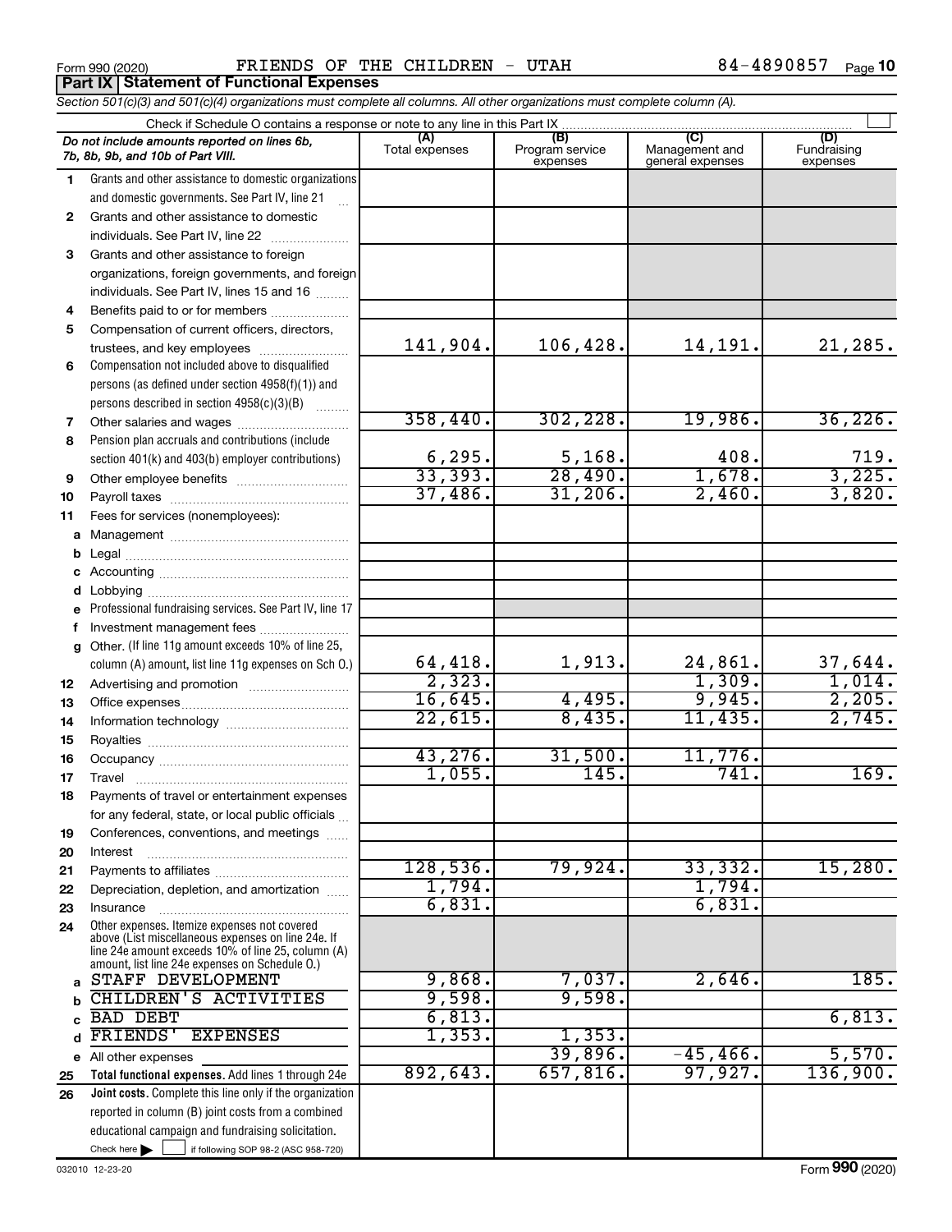Form 990 (2020) FRIENDS OF THE CHILDREN - UTAH 84-4890857

## Part IX Statement of Functional Expenses

*Section 501(c)(3) and 501(c)(4) organizations must complete all columns. All other organizations must complete column (A).*

Check if Schedule O contains a response or note to any line in this Part IX

| *Do not include amounts reported on lines 6b, 7b, 8b, 9b, and 10b of Part VIII.* | (A) Total expenses | (B) Program service expenses | (C) Management and general expenses | (D) Fundraising expenses |
|---|---|---|---|---|
| 1 Grants and other assistance to domestic organizations and domestic governments. See Part IV, line 21 | | | | |
| 2 Grants and other assistance to domestic individuals. See Part IV, line 22 | | | | |
| 3 Grants and other assistance to foreign organizations, foreign governments, and foreign individuals. See Part IV, lines 15 and 16 | | | | |
| 4 Benefits paid to or for members | | | | |
| 5 Compensation of current officers, directors, trustees, and key employees | 141,904. | 106,428. | 14,191. | 21,285. |
| 6 Compensation not included above to disqualified persons (as defined under section 4958(f)(1)) and persons described in section 4958(c)(3)(B) | | | | |
| 7 Other salaries and wages | 358,440. | 302,228. | 19,986. | 36,226. |
| 8 Pension plan accruals and contributions (include section 401(k) and 403(b) employer contributions) | 6,295. | 5,168. | 408. | 719. |
| 9 Other employee benefits | 33,393. | 28,490. | 1,678. | 3,225. |
| 10 Payroll taxes | 37,486. | 31,206. | 2,460. | 3,820. |
| 11 Fees for services (nonemployees): | | | | |
| a Management | | | | |
| b Legal | | | | |
| c Accounting | | | | |
| d Lobbying | | | | |
| e Professional fundraising services. See Part IV, line 17 | | | | |
| f Investment management fees | | | | |
| g Other. (If line 11g amount exceeds 10% of line 25, column (A) amount, list line 11g expenses on Sch O.) | 64,418. | 1,913. | 24,861. | 37,644. |
| 12 Advertising and promotion | 2,323. | | 1,309. | 1,014. |
| 13 Office expenses | 16,645. | 4,495. | 9,945. | 2,205. |
| 14 Information technology | 22,615. | 8,435. | 11,435. | 2,745. |
| 15 Royalties | | | | |
| 16 Occupancy | 43,276. | 31,500. | 11,776. | |
| 17 Travel | 1,055. | 145. | 741. | 169. |
| 18 Payments of travel or entertainment expenses for any federal, state, or local public officials | | | | |
| 19 Conferences, conventions, and meetings | | | | |
| 20 Interest | | | | |
| 21 Payments to affiliates | 128,536. | 79,924. | 33,332. | 15,280. |
| 22 Depreciation, depletion, and amortization | 1,794. | | 1,794. | |
| 23 Insurance | 6,831. | | 6,831. | |
| 24 Other expenses. Itemize expenses not covered above (List miscellaneous expenses on line 24e. If line 24e amount exceeds 10% of line 25, column (A) amount, list line 24e expenses on Schedule O.) | | | | |
| a STAFF DEVELOPMENT | 9,868. | 7,037. | 2,646. | 185. |
| b CHILDREN'S ACTIVITIES | 9,598. | 9,598. | | |
| c BAD DEBT | 6,813. | | | 6,813. |
| d FRIENDS' EXPENSES | 1,353. | 1,353. | | |
| e All other expenses | | 39,896. | -45,466. | 5,570. |
| 25 **Total functional expenses.** Add lines 1 through 24e | 892,643. | 657,816. | 97,927. | 136,900. |
| 26 **Joint costs.** Complete this line only if the organization reported in column (B) joint costs from a combined educational campaign and fundraising solicitation. Check here ☐ if following SOP 98-2 (ASC 958-720) | | | | |

032010 12-23-20 Form **990** (2020)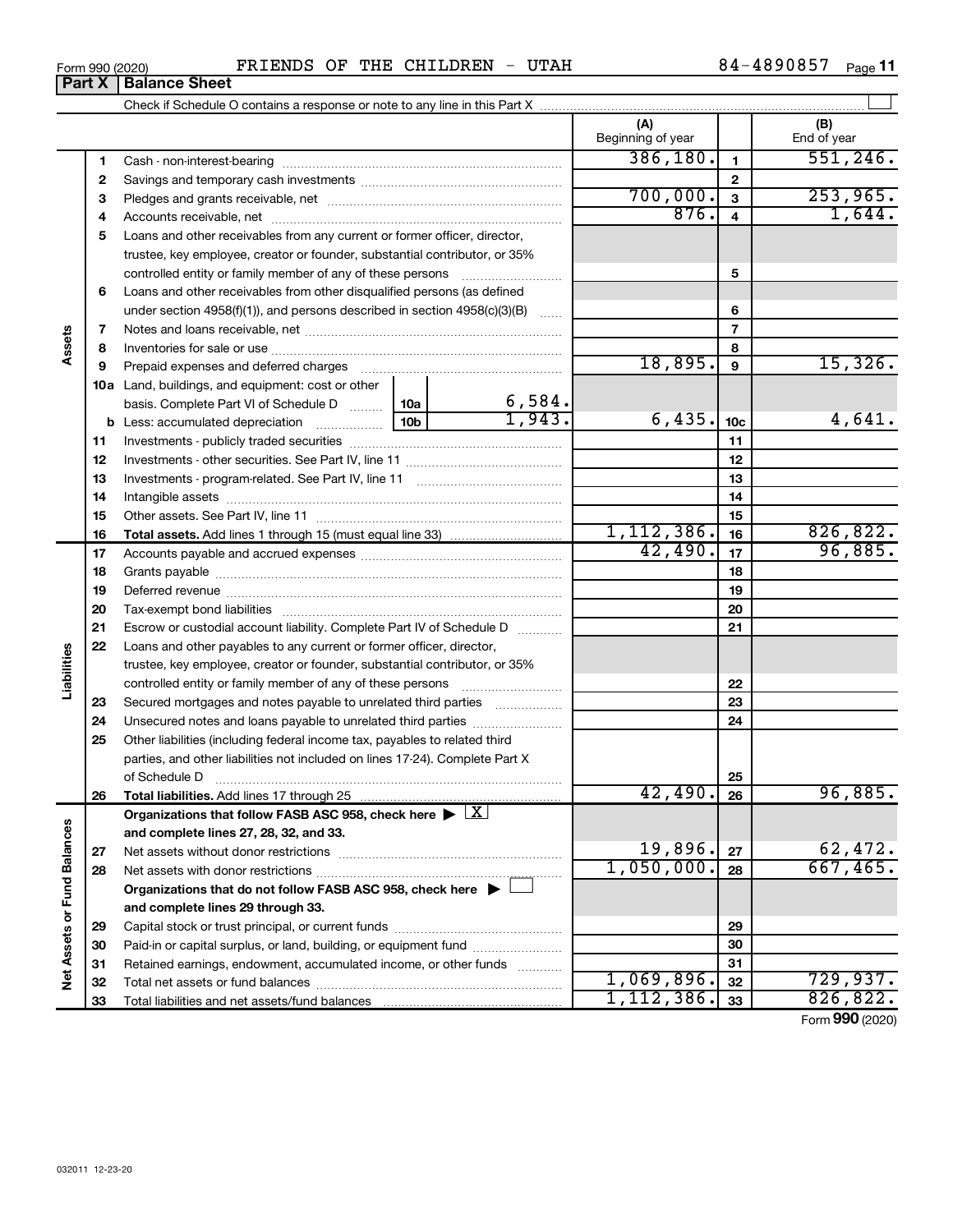Form 990 (2020) FRIENDS OF THE CHILDREN - UTAH 84-4890857

## Part X | Balance Sheet

Check if Schedule O contains a response or note to any line in this Part X

| | | | | (A) Beginning of year | | (B) End of year |
|---|---|---|---|---|---|---|
| **Assets** | 1 | Cash - non-interest-bearing | | 386,180. | 1 | 551,246. |
| | 2 | Savings and temporary cash investments | | | 2 | |
| | 3 | Pledges and grants receivable, net | | 700,000. | 3 | 253,965. |
| | 4 | Accounts receivable, net | | 876. | 4 | 1,644. |
| | 5 | Loans and other receivables from any current or former officer, director, trustee, key employee, creator or founder, substantial contributor, or 35% controlled entity or family member of any of these persons | | | 5 | |
| | 6 | Loans and other receivables from other disqualified persons (as defined under section 4958(f)(1)), and persons described in section 4958(c)(3)(B) | | | 6 | |
| | 7 | Notes and loans receivable, net | | | 7 | |
| | 8 | Inventories for sale or use | | | 8 | |
| | 9 | Prepaid expenses and deferred charges | | 18,895. | 9 | 15,326. |
| | 10a | Land, buildings, and equipment: cost or other basis. Complete Part VI of Schedule D | 10a 6,584. | | | |
| | b | Less: accumulated depreciation | 10b 1,943. | 6,435. | 10c | 4,641. |
| | 11 | Investments - publicly traded securities | | | 11 | |
| | 12 | Investments - other securities. See Part IV, line 11 | | | 12 | |
| | 13 | Investments - program-related. See Part IV, line 11 | | | 13 | |
| | 14 | Intangible assets | | | 14 | |
| | 15 | Other assets. See Part IV, line 11 | | | 15 | |
| | 16 | **Total assets.** Add lines 1 through 15 (must equal line 33) | | 1,112,386. | 16 | 826,822. |
| **Liabilities** | 17 | Accounts payable and accrued expenses | | 42,490. | 17 | 96,885. |
| | 18 | Grants payable | | | 18 | |
| | 19 | Deferred revenue | | | 19 | |
| | 20 | Tax-exempt bond liabilities | | | 20 | |
| | 21 | Escrow or custodial account liability. Complete Part IV of Schedule D | | | 21 | |
| | 22 | Loans and other payables to any current or former officer, director, trustee, key employee, creator or founder, substantial contributor, or 35% controlled entity or family member of any of these persons | | | 22 | |
| | 23 | Secured mortgages and notes payable to unrelated third parties | | | 23 | |
| | 24 | Unsecured notes and loans payable to unrelated third parties | | | 24 | |
| | 25 | Other liabilities (including federal income tax, payables to related third parties, and other liabilities not included on lines 17-24). Complete Part X of Schedule D | | | 25 | |
| | 26 | **Total liabilities.** Add lines 17 through 25 | | 42,490. | 26 | 96,885. |
| **Net Assets or Fund Balances** | | **Organizations that follow FASB ASC 958, check here** ▶ [X] **and complete lines 27, 28, 32, and 33.** | | | | |
| | 27 | Net assets without donor restrictions | | 19,896. | 27 | 62,472. |
| | 28 | Net assets with donor restrictions | | 1,050,000. | 28 | 667,465. |
| | | **Organizations that do not follow FASB ASC 958, check here** ▶ [ ] **and complete lines 29 through 33.** | | | | |
| | 29 | Capital stock or trust principal, or current funds | | | 29 | |
| | 30 | Paid-in or capital surplus, or land, building, or equipment fund | | | 30 | |
| | 31 | Retained earnings, endowment, accumulated income, or other funds | | | 31 | |
| | 32 | Total net assets or fund balances | | 1,069,896. | 32 | 729,937. |
| | 33 | Total liabilities and net assets/fund balances | | 1,112,386. | 33 | 826,822. |

Form **990** (2020)

032011 12-23-20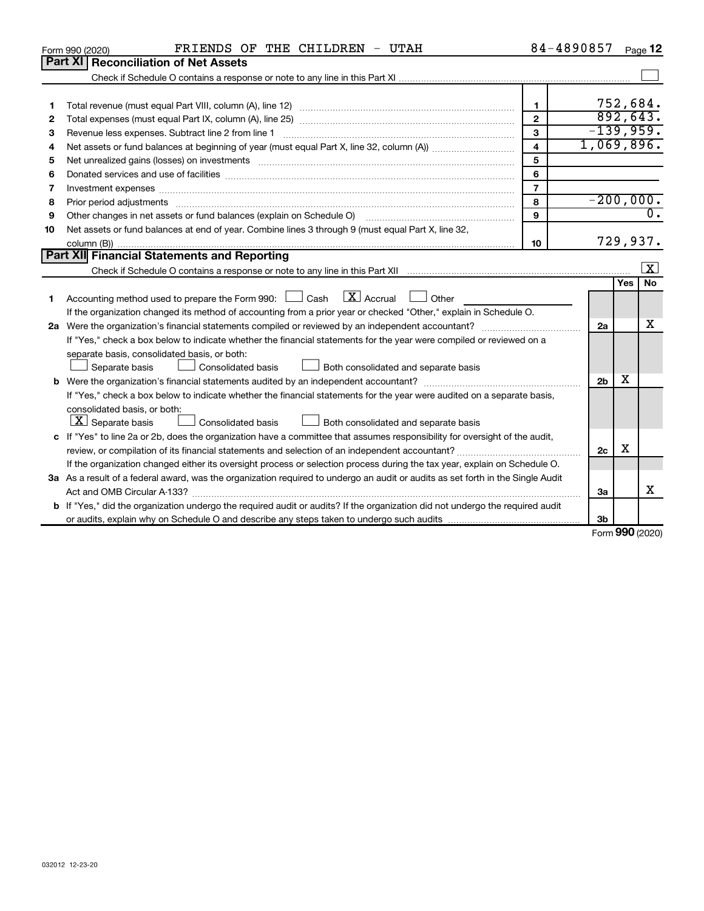Form 990 (2020) FRIENDS OF THE CHILDREN - UTAH 84-4890857

## Part XI Reconciliation of Net Assets

Check if Schedule O contains a response or note to any line in this Part XI ☐

| | | | |
|---|---|---|---|
| 1 | Total revenue (must equal Part VIII, column (A), line 12) | 1 | 752,684. |
| 2 | Total expenses (must equal Part IX, column (A), line 25) | 2 | 892,643. |
| 3 | Revenue less expenses. Subtract line 2 from line 1 | 3 | -139,959. |
| 4 | Net assets or fund balances at beginning of year (must equal Part X, line 32, column (A)) | 4 | 1,069,896. |
| 5 | Net unrealized gains (losses) on investments | 5 | |
| 6 | Donated services and use of facilities | 6 | |
| 7 | Investment expenses | 7 | |
| 8 | Prior period adjustments | 8 | -200,000. |
| 9 | Other changes in net assets or fund balances (explain on Schedule O) | 9 | 0. |
| 10 | Net assets or fund balances at end of year. Combine lines 3 through 9 (must equal Part X, line 32, column (B)) | 10 | 729,937. |

## Part XII Financial Statements and Reporting

Check if Schedule O contains a response or note to any line in this Part XII ☒

| | | | Yes | No |
|---|---|---|---|---|
| 1 | Accounting method used to prepare the Form 990: ☐ Cash ☒ Accrual ☐ Other<br>If the organization changed its method of accounting from a prior year or checked "Other," explain in Schedule O. | | | |
| 2a | Were the organization's financial statements compiled or reviewed by an independent accountant?<br>If "Yes," check a box below to indicate whether the financial statements for the year were compiled or reviewed on a separate basis, consolidated basis, or both:<br>☐ Separate basis ☐ Consolidated basis ☐ Both consolidated and separate basis | 2a | | X |
| b | Were the organization's financial statements audited by an independent accountant?<br>If "Yes," check a box below to indicate whether the financial statements for the year were audited on a separate basis, consolidated basis, or both:<br>☒ Separate basis ☐ Consolidated basis ☐ Both consolidated and separate basis | 2b | X | |
| c | If "Yes" to line 2a or 2b, does the organization have a committee that assumes responsibility for oversight of the audit, review, or compilation of its financial statements and selection of an independent accountant?<br>If the organization changed either its oversight process or selection process during the tax year, explain on Schedule O. | 2c | X | |
| 3a | As a result of a federal award, was the organization required to undergo an audit or audits as set forth in the Single Audit Act and OMB Circular A-133? | 3a | | X |
| b | If "Yes," did the organization undergo the required audit or audits? If the organization did not undergo the required audit or audits, explain why on Schedule O and describe any steps taken to undergo such audits | 3b | | |

Form 990 (2020)

032012 12-23-20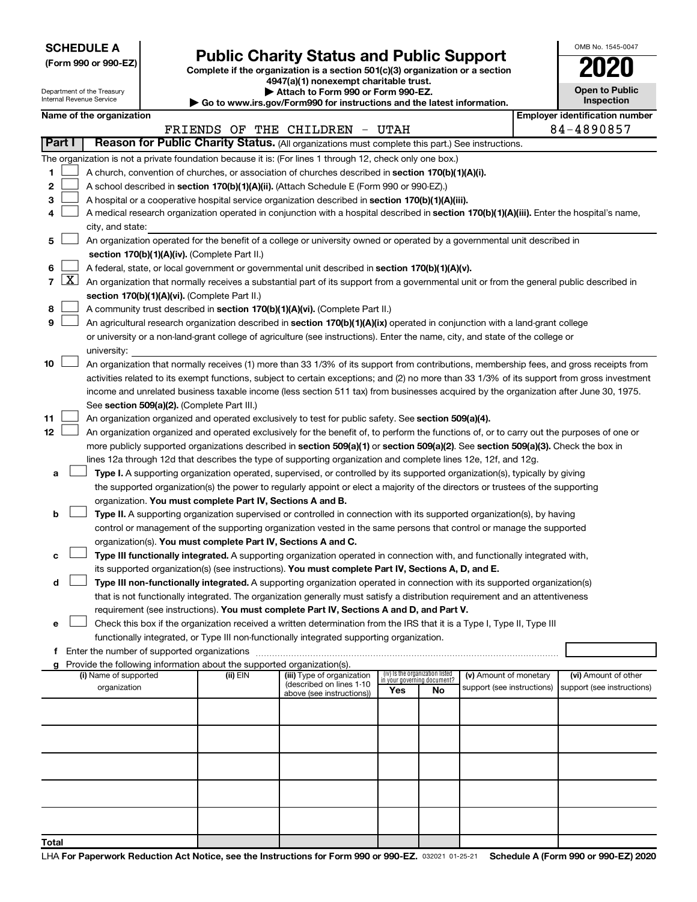**SCHEDULE A**
**(Form 990 or 990-EZ)**

Department of the Treasury
Internal Revenue Service

# Public Charity Status and Public Support

**Complete if the organization is a section 501(c)(3) organization or a section 4947(a)(1) nonexempt charitable trust.**
**▶ Attach to Form 990 or Form 990-EZ.**
**▶ Go to www.irs.gov/Form990 for instructions and the latest information.**

OMB No. 1545-0047
**2020**
**Open to Public Inspection**

**Name of the organization:** FRIENDS OF THE CHILDREN - UTAH
**Employer identification number:** 84-4890857

**Part I** **Reason for Public Charity Status.** (All organizations must complete this part.) See instructions.

The organization is not a private foundation because it is: (For lines 1 through 12, check only one box.)

1. [ ] A church, convention of churches, or association of churches described in **section 170(b)(1)(A)(i).**
2. [ ] A school described in **section 170(b)(1)(A)(ii).** (Attach Schedule E (Form 990 or 990-EZ).)
3. [ ] A hospital or a cooperative hospital service organization described in **section 170(b)(1)(A)(iii).**
4. [ ] A medical research organization operated in conjunction with a hospital described in **section 170(b)(1)(A)(iii).** Enter the hospital's name, city, and state:
5. [ ] An organization operated for the benefit of a college or university owned or operated by a governmental unit described in **section 170(b)(1)(A)(iv).** (Complete Part II.)
6. [ ] A federal, state, or local government or governmental unit described in **section 170(b)(1)(A)(v).**
7. [X] An organization that normally receives a substantial part of its support from a governmental unit or from the general public described in **section 170(b)(1)(A)(vi).** (Complete Part II.)
8. [ ] A community trust described in **section 170(b)(1)(A)(vi).** (Complete Part II.)
9. [ ] An agricultural research organization described in **section 170(b)(1)(A)(ix)** operated in conjunction with a land-grant college or university or a non-land-grant college of agriculture (see instructions). Enter the name, city, and state of the college or university:
10. [ ] An organization that normally receives (1) more than 33 1/3% of its support from contributions, membership fees, and gross receipts from activities related to its exempt functions, subject to certain exceptions; and (2) no more than 33 1/3% of its support from gross investment income and unrelated business taxable income (less section 511 tax) from businesses acquired by the organization after June 30, 1975. See **section 509(a)(2).** (Complete Part III.)
11. [ ] An organization organized and operated exclusively to test for public safety. See **section 509(a)(4).**
12. [ ] An organization organized and operated exclusively for the benefit of, to perform the functions of, or to carry out the purposes of one or more publicly supported organizations described in **section 509(a)(1)** or **section 509(a)(2)**. See **section 509(a)(3).** Check the box in lines 12a through 12d that describes the type of supporting organization and complete lines 12e, 12f, and 12g.
   - **a** [ ] **Type I.** A supporting organization operated, supervised, or controlled by its supported organization(s), typically by giving the supported organization(s) the power to regularly appoint or elect a majority of the directors or trustees of the supporting organization. **You must complete Part IV, Sections A and B.**
   - **b** [ ] **Type II.** A supporting organization supervised or controlled in connection with its supported organization(s), by having control or management of the supporting organization vested in the same persons that control or manage the supported organization(s). **You must complete Part IV, Sections A and C.**
   - **c** [ ] **Type III functionally integrated.** A supporting organization operated in connection with, and functionally integrated with, its supported organization(s) (see instructions). **You must complete Part IV, Sections A, D, and E.**
   - **d** [ ] **Type III non-functionally integrated.** A supporting organization operated in connection with its supported organization(s) that is not functionally integrated. The organization generally must satisfy a distribution requirement and an attentiveness requirement (see instructions). **You must complete Part IV, Sections A and D, and Part V.**
   - **e** [ ] Check this box if the organization received a written determination from the IRS that it is a Type I, Type II, Type III functionally integrated, or Type III non-functionally integrated supporting organization.
   - **f** Enter the number of supported organizations
   - **g** Provide the following information about the supported organization(s).

| (i) Name of supported organization | (ii) EIN | (iii) Type of organization (described on lines 1-10 above (see instructions)) | (iv) Is the organization listed in your governing document? Yes | No | (v) Amount of monetary support (see instructions) | (vi) Amount of other support (see instructions) |
|---|---|---|---|---|---|---|
| | | | | | | |
| | | | | | | |
| | | | | | | |
| | | | | | | |
| | | | | | | |
| **Total** | | | | | | |

LHA **For Paperwork Reduction Act Notice, see the Instructions for Form 990 or 990-EZ.** 032021 01-25-21 **Schedule A (Form 990 or 990-EZ) 2020**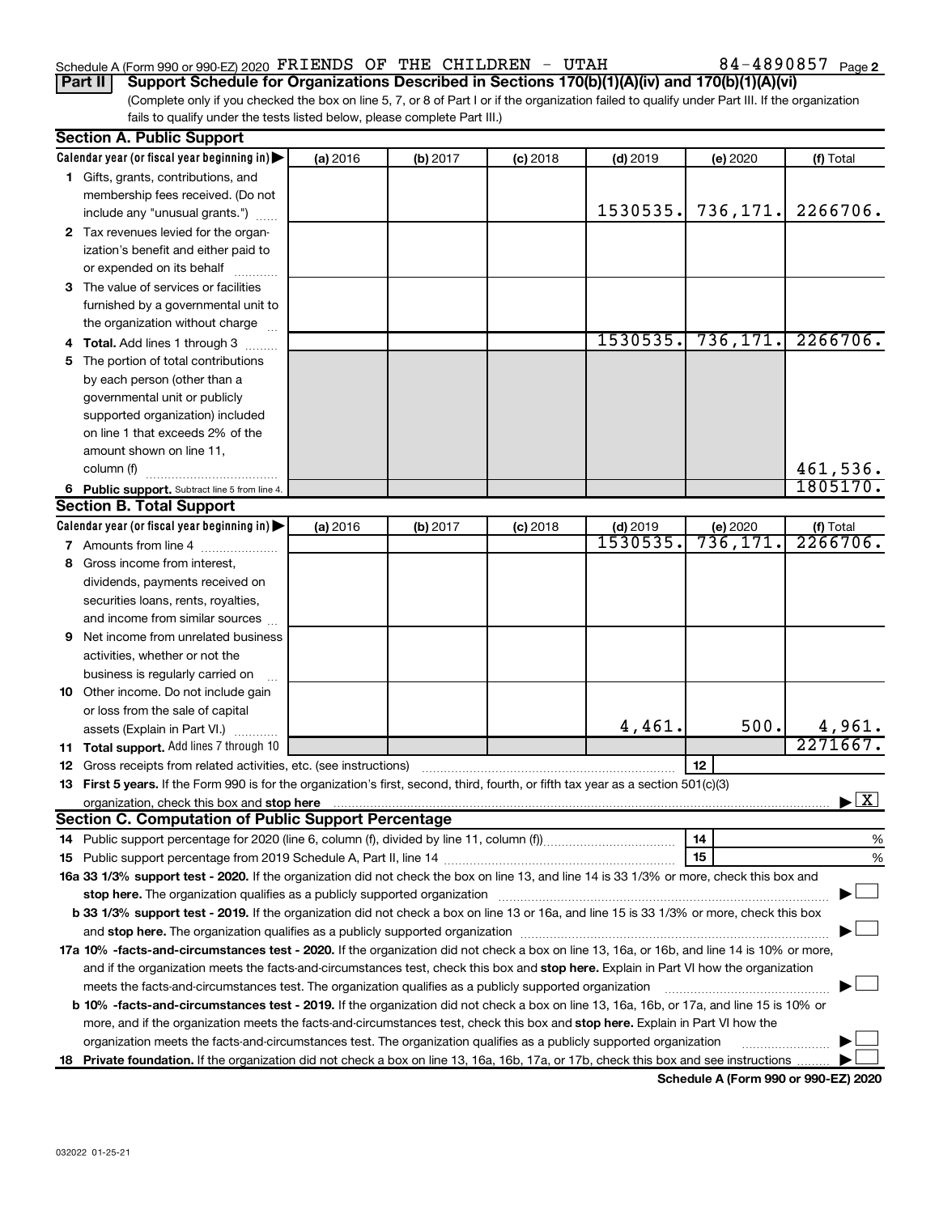Schedule A (Form 990 or 990-EZ) 2020 FRIENDS OF THE CHILDREN - UTAH 84-4890857 Page 2

**Part II | Support Schedule for Organizations Described in Sections 170(b)(1)(A)(iv) and 170(b)(1)(A)(vi)**

(Complete only if you checked the box on line 5, 7, or 8 of Part I or if the organization failed to qualify under Part III. If the organization fails to qualify under the tests listed below, please complete Part III.)

**Section A. Public Support**

| Calendar year (or fiscal year beginning in) | (a) 2016 | (b) 2017 | (c) 2018 | (d) 2019 | (e) 2020 | (f) Total |
|---|---|---|---|---|---|---|
| 1 Gifts, grants, contributions, and membership fees received. (Do not include any "unusual grants.") | | | | 1530535. | 736,171. | 2266706. |
| 2 Tax revenues levied for the organization's benefit and either paid to or expended on its behalf | | | | | | |
| 3 The value of services or facilities furnished by a governmental unit to the organization without charge | | | | | | |
| 4 Total. Add lines 1 through 3 | | | | 1530535. | 736,171. | 2266706. |
| 5 The portion of total contributions by each person (other than a governmental unit or publicly supported organization) included on line 1 that exceeds 2% of the amount shown on line 11, column (f) | | | | | | 461,536. |
| 6 Public support. Subtract line 5 from line 4. | | | | | | 1805170. |

**Section B. Total Support**

| Calendar year (or fiscal year beginning in) | (a) 2016 | (b) 2017 | (c) 2018 | (d) 2019 | (e) 2020 | (f) Total |
|---|---|---|---|---|---|---|
| 7 Amounts from line 4 | | | | 1530535. | 736,171. | 2266706. |
| 8 Gross income from interest, dividends, payments received on securities loans, rents, royalties, and income from similar sources | | | | | | |
| 9 Net income from unrelated business activities, whether or not the business is regularly carried on | | | | | | |
| 10 Other income. Do not include gain or loss from the sale of capital assets (Explain in Part VI.) | | | | 4,461. | 500. | 4,961. |
| 11 Total support. Add lines 7 through 10 | | | | | | 2271667. |

12 Gross receipts from related activities, etc. (see instructions) | 12 |

13 **First 5 years.** If the Form 990 is for the organization's first, second, third, fourth, or fifth tax year as a section 501(c)(3) organization, check this box and **stop here** ▶ [X]

**Section C. Computation of Public Support Percentage**

14 Public support percentage for 2020 (line 6, column (f), divided by line 11, column (f)) | 14 | %

15 Public support percentage from 2019 Schedule A, Part II, line 14 | 15 | %

**16a 33 1/3% support test - 2020.** If the organization did not check the box on line 13, and line 14 is 33 1/3% or more, check this box and **stop here.** The organization qualifies as a publicly supported organization ▶ [ ]

**b 33 1/3% support test - 2019.** If the organization did not check a box on line 13 or 16a, and line 15 is 33 1/3% or more, check this box and **stop here.** The organization qualifies as a publicly supported organization ▶ [ ]

**17a 10% -facts-and-circumstances test - 2020.** If the organization did not check a box on line 13, 16a, or 16b, and line 14 is 10% or more, and if the organization meets the facts-and-circumstances test, check this box and **stop here.** Explain in Part VI how the organization meets the facts-and-circumstances test. The organization qualifies as a publicly supported organization ▶ [ ]

**b 10% -facts-and-circumstances test - 2019.** If the organization did not check a box on line 13, 16a, 16b, or 17a, and line 15 is 10% or more, and if the organization meets the facts-and-circumstances test, check this box and **stop here.** Explain in Part VI how the organization meets the facts-and-circumstances test. The organization qualifies as a publicly supported organization ▶ [ ]

**18 Private foundation.** If the organization did not check a box on line 13, 16a, 16b, 17a, or 17b, check this box and see instructions ▶ [ ]

**Schedule A (Form 990 or 990-EZ) 2020**

032022 01-25-21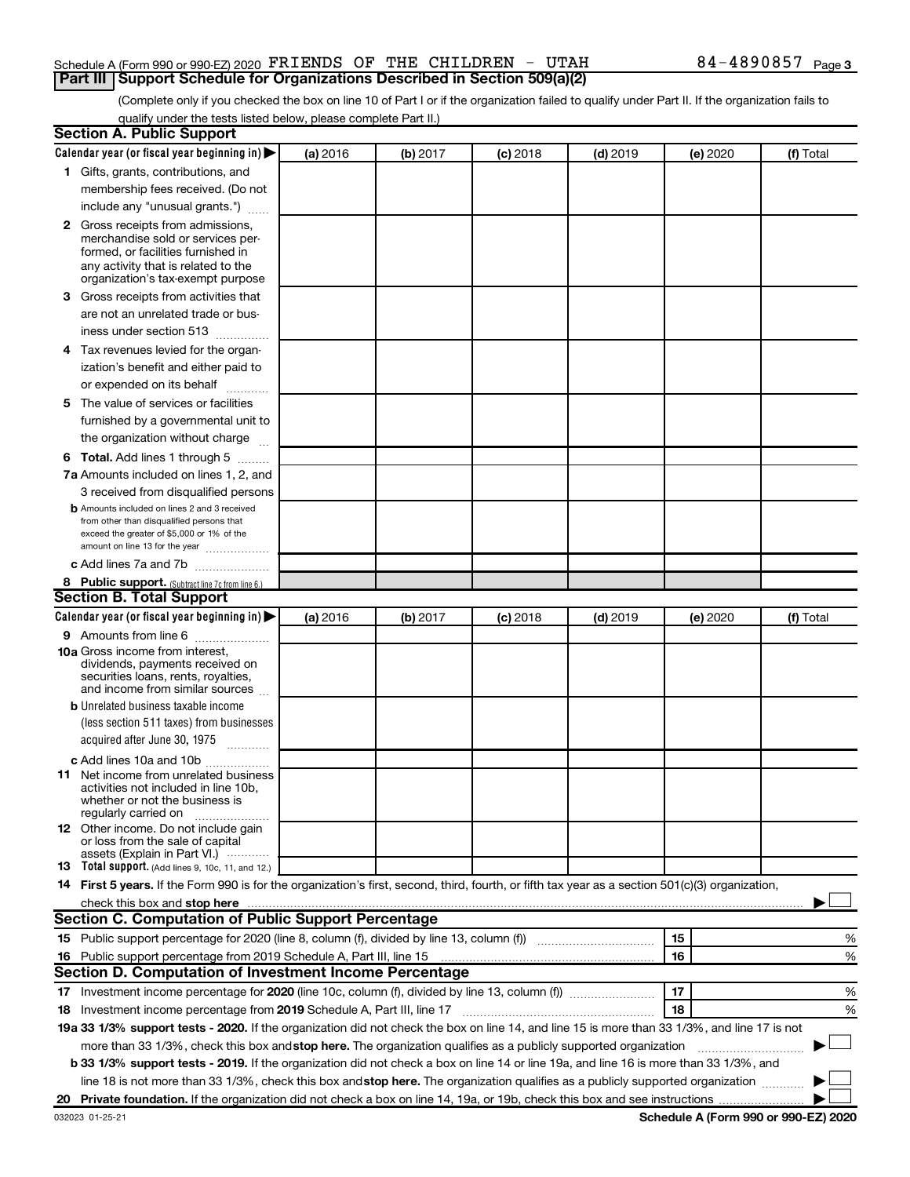Schedule A (Form 990 or 990-EZ) 2020 FRIENDS OF THE CHILDREN - UTAH 84-4890857 Page 3

## Part III Support Schedule for Organizations Described in Section 509(a)(2)

(Complete only if you checked the box on line 10 of Part I or if the organization failed to qualify under Part II. If the organization fails to qualify under the tests listed below, please complete Part II.)

### Section A. Public Support

| Calendar year (or fiscal year beginning in) ▶ | (a) 2016 | (b) 2017 | (c) 2018 | (d) 2019 | (e) 2020 | (f) Total |
|---|---|---|---|---|---|---|
| **1** Gifts, grants, contributions, and membership fees received. (Do not include any "unusual grants.") | | | | | | |
| **2** Gross receipts from admissions, merchandise sold or services performed, or facilities furnished in any activity that is related to the organization's tax-exempt purpose | | | | | | |
| **3** Gross receipts from activities that are not an unrelated trade or business under section 513 | | | | | | |
| **4** Tax revenues levied for the organization's benefit and either paid to or expended on its behalf | | | | | | |
| **5** The value of services or facilities furnished by a governmental unit to the organization without charge | | | | | | |
| **6 Total.** Add lines 1 through 5 | | | | | | |
| **7a** Amounts included on lines 1, 2, and 3 received from disqualified persons | | | | | | |
| **b** Amounts included on lines 2 and 3 received from other than disqualified persons that exceed the greater of $5,000 or 1% of the amount on line 13 for the year | | | | | | |
| **c** Add lines 7a and 7b | | | | | | |
| **8 Public support.** (Subtract line 7c from line 6.) | | | | | | |

### Section B. Total Support

| Calendar year (or fiscal year beginning in) ▶ | (a) 2016 | (b) 2017 | (c) 2018 | (d) 2019 | (e) 2020 | (f) Total |
|---|---|---|---|---|---|---|
| **9** Amounts from line 6 | | | | | | |
| **10a** Gross income from interest, dividends, payments received on securities loans, rents, royalties, and income from similar sources | | | | | | |
| **b** Unrelated business taxable income (less section 511 taxes) from businesses acquired after June 30, 1975 | | | | | | |
| **c** Add lines 10a and 10b | | | | | | |
| **11** Net income from unrelated business activities not included in line 10b, whether or not the business is regularly carried on | | | | | | |
| **12** Other income. Do not include gain or loss from the sale of capital assets (Explain in Part VI.) | | | | | | |
| **13 Total support.** (Add lines 9, 10c, 11, and 12.) | | | | | | |

**14 First 5 years.** If the Form 990 is for the organization's first, second, third, fourth, or fifth tax year as a section 501(c)(3) organization, check this box and **stop here** ▶ ☐

### Section C. Computation of Public Support Percentage

| | | | |
|---|---|---|---|
| **15** Public support percentage for 2020 (line 8, column (f), divided by line 13, column (f)) | 15 | | % |
| **16** Public support percentage from 2019 Schedule A, Part III, line 15 | 16 | | % |

### Section D. Computation of Investment Income Percentage

| | | | |
|---|---|---|---|
| **17** Investment income percentage for **2020** (line 10c, column (f), divided by line 13, column (f)) | 17 | | % |
| **18** Investment income percentage from **2019** Schedule A, Part III, line 17 | 18 | | % |

**19a 33 1/3% support tests - 2020.** If the organization did not check the box on line 14, and line 15 is more than 33 1/3%, and line 17 is not more than 33 1/3%, check this box and **stop here.** The organization qualifies as a publicly supported organization ▶ ☐

**b 33 1/3% support tests - 2019.** If the organization did not check a box on line 14 or line 19a, and line 16 is more than 33 1/3%, and line 18 is not more than 33 1/3%, check this box and **stop here.** The organization qualifies as a publicly supported organization ▶ ☐

**20 Private foundation.** If the organization did not check a box on line 14, 19a, or 19b, check this box and see instructions ▶ ☐

032023 01-25-21 **Schedule A (Form 990 or 990-EZ) 2020**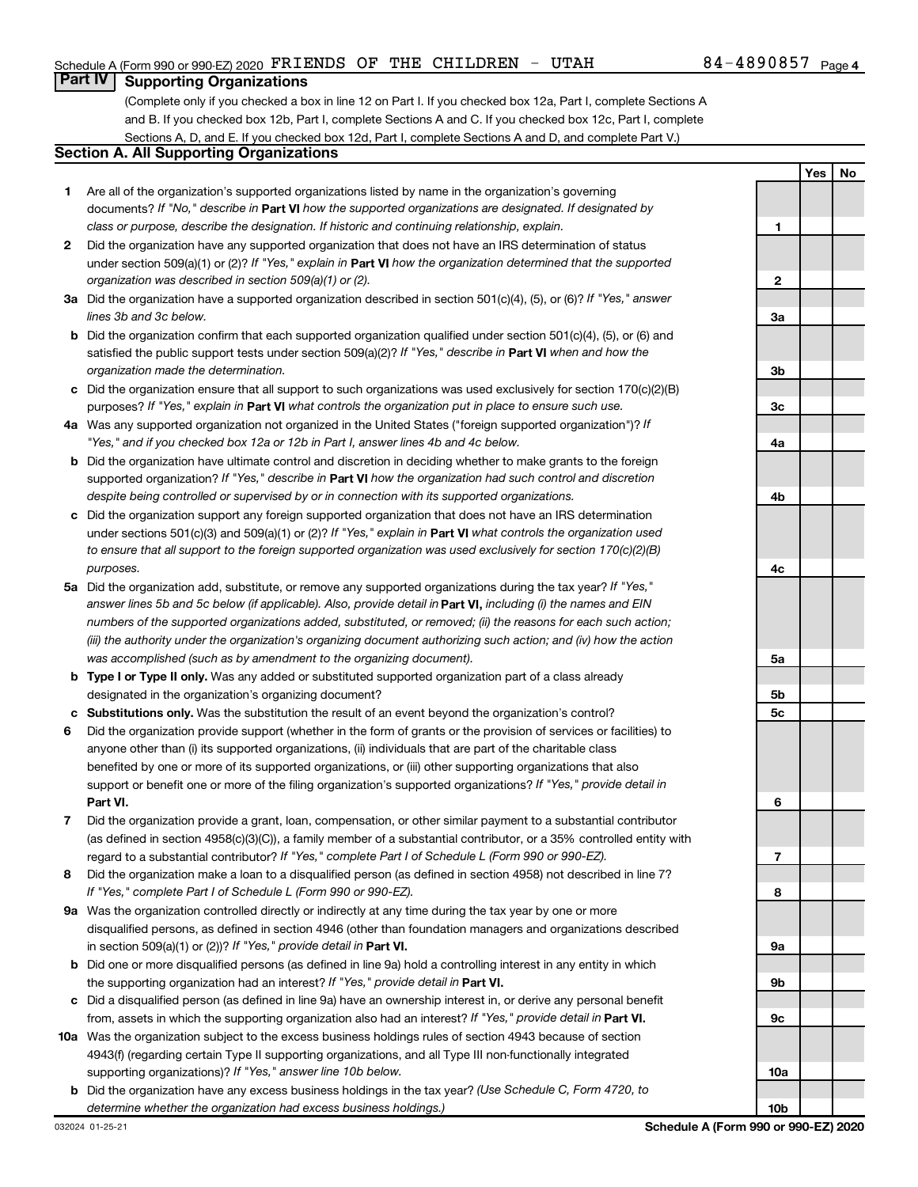Schedule A (Form 990 or 990-EZ) 2020 FRIENDS OF THE CHILDREN - UTAH 84-4890857 Page 4

## Part IV Supporting Organizations

(Complete only if you checked a box in line 12 on Part I. If you checked box 12a, Part I, complete Sections A and B. If you checked box 12b, Part I, complete Sections A and C. If you checked box 12c, Part I, complete Sections A, D, and E. If you checked box 12d, Part I, complete Sections A and D, and complete Part V.)

### Section A. All Supporting Organizations

| | | | Yes | No |
|---|---|---|---|---|
| **1** | Are all of the organization's supported organizations listed by name in the organization's governing documents? *If "No," describe in* **Part VI** *how the supported organizations are designated. If designated by class or purpose, describe the designation. If historic and continuing relationship, explain.* | 1 | | |
| **2** | Did the organization have any supported organization that does not have an IRS determination of status under section 509(a)(1) or (2)? *If "Yes," explain in* **Part VI** *how the organization determined that the supported organization was described in section 509(a)(1) or (2).* | 2 | | |
| **3a** | Did the organization have a supported organization described in section 501(c)(4), (5), or (6)? *If "Yes," answer lines 3b and 3c below.* | 3a | | |
| **b** | Did the organization confirm that each supported organization qualified under section 501(c)(4), (5), or (6) and satisfied the public support tests under section 509(a)(2)? *If "Yes," describe in* **Part VI** *when and how the organization made the determination.* | 3b | | |
| **c** | Did the organization ensure that all support to such organizations was used exclusively for section 170(c)(2)(B) purposes? *If "Yes," explain in* **Part VI** *what controls the organization put in place to ensure such use.* | 3c | | |
| **4a** | Was any supported organization not organized in the United States ("foreign supported organization")? *If "Yes," and if you checked box 12a or 12b in Part I, answer lines 4b and 4c below.* | 4a | | |
| **b** | Did the organization have ultimate control and discretion in deciding whether to make grants to the foreign supported organization? *If "Yes," describe in* **Part VI** *how the organization had such control and discretion despite being controlled or supervised by or in connection with its supported organizations.* | 4b | | |
| **c** | Did the organization support any foreign supported organization that does not have an IRS determination under sections 501(c)(3) and 509(a)(1) or (2)? *If "Yes," explain in* **Part VI** *what controls the organization used to ensure that all support to the foreign supported organization was used exclusively for section 170(c)(2)(B) purposes.* | 4c | | |
| **5a** | Did the organization add, substitute, or remove any supported organizations during the tax year? *If "Yes," answer lines 5b and 5c below (if applicable). Also, provide detail in* **Part VI,** *including (i) the names and EIN numbers of the supported organizations added, substituted, or removed; (ii) the reasons for each such action; (iii) the authority under the organization's organizing document authorizing such action; and (iv) how the action was accomplished (such as by amendment to the organizing document).* | 5a | | |
| **b** | **Type I or Type II only.** Was any added or substituted supported organization part of a class already designated in the organization's organizing document? | 5b | | |
| **c** | **Substitutions only.** Was the substitution the result of an event beyond the organization's control? | 5c | | |
| **6** | Did the organization provide support (whether in the form of grants or the provision of services or facilities) to anyone other than (i) its supported organizations, (ii) individuals that are part of the charitable class benefited by one or more of its supported organizations, or (iii) other supporting organizations that also support or benefit one or more of the filing organization's supported organizations? *If "Yes," provide detail in* **Part VI.** | 6 | | |
| **7** | Did the organization provide a grant, loan, compensation, or other similar payment to a substantial contributor (as defined in section 4958(c)(3)(C)), a family member of a substantial contributor, or a 35% controlled entity with regard to a substantial contributor? *If "Yes," complete Part I of Schedule L (Form 990 or 990-EZ).* | 7 | | |
| **8** | Did the organization make a loan to a disqualified person (as defined in section 4958) not described in line 7? *If "Yes," complete Part I of Schedule L (Form 990 or 990-EZ).* | 8 | | |
| **9a** | Was the organization controlled directly or indirectly at any time during the tax year by one or more disqualified persons, as defined in section 4946 (other than foundation managers and organizations described in section 509(a)(1) or (2))? *If "Yes," provide detail in* **Part VI.** | 9a | | |
| **b** | Did one or more disqualified persons (as defined in line 9a) hold a controlling interest in any entity in which the supporting organization had an interest? *If "Yes," provide detail in* **Part VI.** | 9b | | |
| **c** | Did a disqualified person (as defined in line 9a) have an ownership interest in, or derive any personal benefit from, assets in which the supporting organization also had an interest? *If "Yes," provide detail in* **Part VI.** | 9c | | |
| **10a** | Was the organization subject to the excess business holdings rules of section 4943 because of section 4943(f) (regarding certain Type II supporting organizations, and all Type III non-functionally integrated supporting organizations)? *If "Yes," answer line 10b below.* | 10a | | |
| **b** | Did the organization have any excess business holdings in the tax year? *(Use Schedule C, Form 4720, to determine whether the organization had excess business holdings.)* | 10b | | |

032024 01-25-21 **Schedule A (Form 990 or 990-EZ) 2020**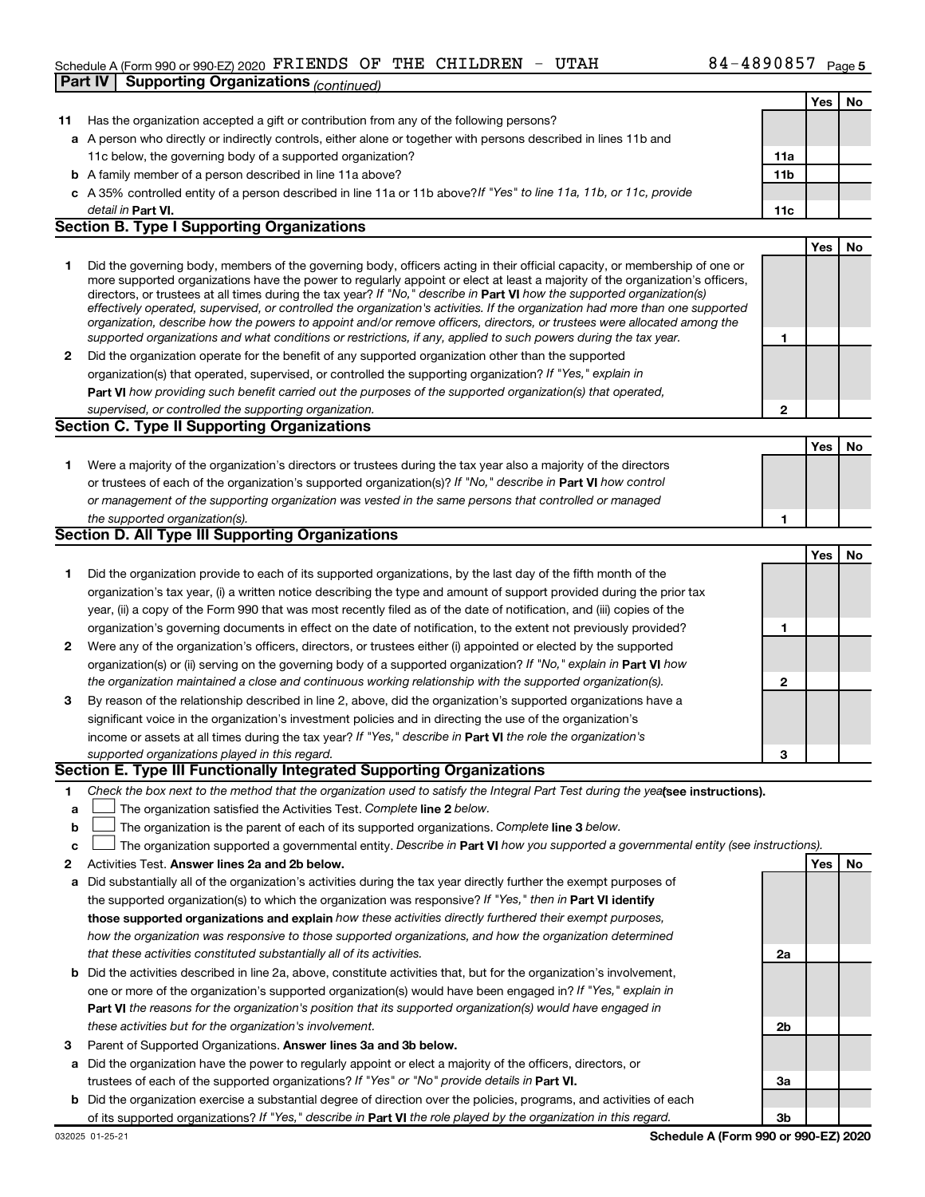Schedule A (Form 990 or 990-EZ) 2020 FRIENDS OF THE CHILDREN - UTAH 84-4890857 Page 5

**Part IV | Supporting Organizations** *(continued)*

| | | | Yes | No |
|---|---|---|---|---|
| **11** | Has the organization accepted a gift or contribution from any of the following persons? | | | |
| **a** | A person who directly or indirectly controls, either alone or together with persons described in lines 11b and 11c below, the governing body of a supported organization? | **11a** | | |
| **b** | A family member of a person described in line 11a above? | **11b** | | |
| **c** | A 35% controlled entity of a person described in line 11a or 11b above? *If "Yes" to line 11a, 11b, or 11c, provide detail in* **Part VI.** | **11c** | | |

## Section B. Type I Supporting Organizations

| | | | Yes | No |
|---|---|---|---|---|
| **1** | Did the governing body, members of the governing body, officers acting in their official capacity, or membership of one or more supported organizations have the power to regularly appoint or elect at least a majority of the organization's officers, directors, or trustees at all times during the tax year? *If "No," describe in* **Part VI** *how the supported organization(s) effectively operated, supervised, or controlled the organization's activities. If the organization had more than one supported organization, describe how the powers to appoint and/or remove officers, directors, or trustees were allocated among the supported organizations and what conditions or restrictions, if any, applied to such powers during the tax year.* | **1** | | |
| **2** | Did the organization operate for the benefit of any supported organization other than the supported organization(s) that operated, supervised, or controlled the supporting organization? *If "Yes," explain in* **Part VI** *how providing such benefit carried out the purposes of the supported organization(s) that operated, supervised, or controlled the supporting organization.* | **2** | | |

## Section C. Type II Supporting Organizations

| | | | Yes | No |
|---|---|---|---|---|
| **1** | Were a majority of the organization's directors or trustees during the tax year also a majority of the directors or trustees of each of the organization's supported organization(s)? *If "No," describe in* **Part VI** *how control or management of the supporting organization was vested in the same persons that controlled or managed the supported organization(s).* | **1** | | |

## Section D. All Type III Supporting Organizations

| | | | Yes | No |
|---|---|---|---|---|
| **1** | Did the organization provide to each of its supported organizations, by the last day of the fifth month of the organization's tax year, (i) a written notice describing the type and amount of support provided during the prior tax year, (ii) a copy of the Form 990 that was most recently filed as of the date of notification, and (iii) copies of the organization's governing documents in effect on the date of notification, to the extent not previously provided? | **1** | | |
| **2** | Were any of the organization's officers, directors, or trustees either (i) appointed or elected by the supported organization(s) or (ii) serving on the governing body of a supported organization? *If "No," explain in* **Part VI** *how the organization maintained a close and continuous working relationship with the supported organization(s).* | **2** | | |
| **3** | By reason of the relationship described in line 2, above, did the organization's supported organizations have a significant voice in the organization's investment policies and in directing the use of the organization's income or assets at all times during the tax year? *If "Yes," describe in* **Part VI** *the role the organization's supported organizations played in this regard.* | **3** | | |

## Section E. Type III Functionally Integrated Supporting Organizations

**1** *Check the box next to the method that the organization used to satisfy the Integral Part Test during the year* **(see instructions).**

**a** ☐ The organization satisfied the Activities Test. *Complete* **line 2** *below.*

**b** ☐ The organization is the parent of each of its supported organizations. *Complete* **line 3** *below.*

**c** ☐ The organization supported a governmental entity. *Describe in* **Part VI** *how you supported a governmental entity (see instructions).*

| | | | Yes | No |
|---|---|---|---|---|
| **2** | Activities Test. **Answer lines 2a and 2b below.** | | | |
| **a** | Did substantially all of the organization's activities during the tax year directly further the exempt purposes of the supported organization(s) to which the organization was responsive? *If "Yes," then in* **Part VI identify those supported organizations and explain** *how these activities directly furthered their exempt purposes, how the organization was responsive to those supported organizations, and how the organization determined that these activities constituted substantially all of its activities.* | **2a** | | |
| **b** | Did the activities described in line 2a, above, constitute activities that, but for the organization's involvement, one or more of the organization's supported organization(s) would have been engaged in? *If "Yes," explain in* **Part VI** *the reasons for the organization's position that its supported organization(s) would have engaged in these activities but for the organization's involvement.* | **2b** | | |
| **3** | Parent of Supported Organizations. **Answer lines 3a and 3b below.** | | | |
| **a** | Did the organization have the power to regularly appoint or elect a majority of the officers, directors, or trustees of each of the supported organizations? *If "Yes" or "No" provide details in* **Part VI.** | **3a** | | |
| **b** | Did the organization exercise a substantial degree of direction over the policies, programs, and activities of each of its supported organizations? *If "Yes," describe in* **Part VI** *the role played by the organization in this regard.* | **3b** | | |

032025 01-25-21 **Schedule A (Form 990 or 990-EZ) 2020**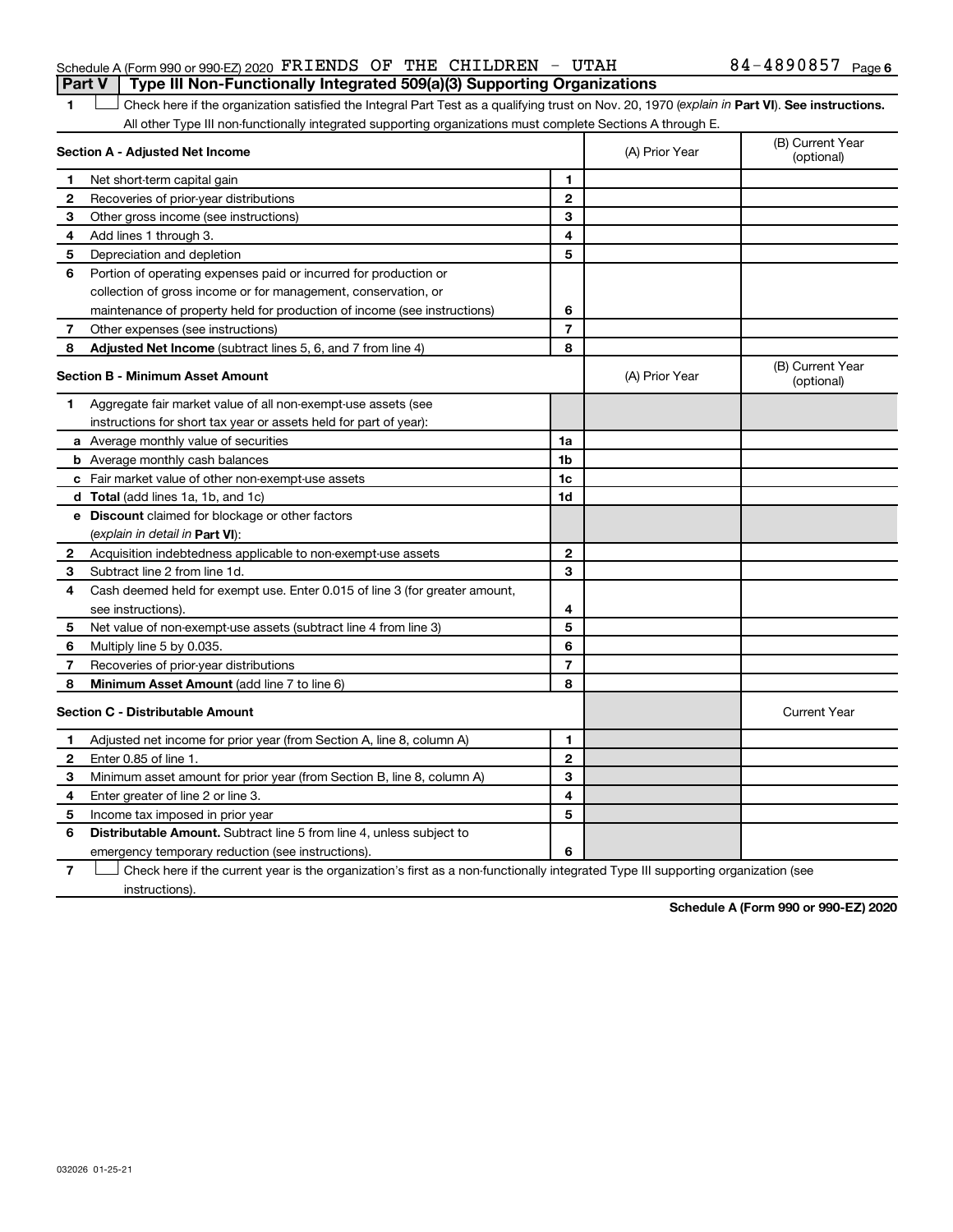Schedule A (Form 990 or 990-EZ) 2020 FRIENDS OF THE CHILDREN - UTAH 84-4890857 Page 6

**Part V | Type III Non-Functionally Integrated 509(a)(3) Supporting Organizations**

1 ☐ Check here if the organization satisfied the Integral Part Test as a qualifying trust on Nov. 20, 1970 (*explain in* **Part VI**). **See instructions.** All other Type III non-functionally integrated supporting organizations must complete Sections A through E.

| **Section A - Adjusted Net Income** | | (A) Prior Year | (B) Current Year (optional) |
|---|---|---|---|
| **1** Net short-term capital gain | **1** | | |
| **2** Recoveries of prior-year distributions | **2** | | |
| **3** Other gross income (see instructions) | **3** | | |
| **4** Add lines 1 through 3. | **4** | | |
| **5** Depreciation and depletion | **5** | | |
| **6** Portion of operating expenses paid or incurred for production or collection of gross income or for management, conservation, or maintenance of property held for production of income (see instructions) | **6** | | |
| **7** Other expenses (see instructions) | **7** | | |
| **8** **Adjusted Net Income** (subtract lines 5, 6, and 7 from line 4) | **8** | | |

| **Section B - Minimum Asset Amount** | | (A) Prior Year | (B) Current Year (optional) |
|---|---|---|---|
| **1** Aggregate fair market value of all non-exempt-use assets (see instructions for short tax year or assets held for part of year): | | | |
| **a** Average monthly value of securities | **1a** | | |
| **b** Average monthly cash balances | **1b** | | |
| **c** Fair market value of other non-exempt-use assets | **1c** | | |
| **d** **Total** (add lines 1a, 1b, and 1c) | **1d** | | |
| **e** **Discount** claimed for blockage or other factors (*explain in detail in* **Part VI**): | | | |
| **2** Acquisition indebtedness applicable to non-exempt-use assets | **2** | | |
| **3** Subtract line 2 from line 1d. | **3** | | |
| **4** Cash deemed held for exempt use. Enter 0.015 of line 3 (for greater amount, see instructions). | **4** | | |
| **5** Net value of non-exempt-use assets (subtract line 4 from line 3) | **5** | | |
| **6** Multiply line 5 by 0.035. | **6** | | |
| **7** Recoveries of prior-year distributions | **7** | | |
| **8** **Minimum Asset Amount** (add line 7 to line 6) | **8** | | |

| **Section C - Distributable Amount** | | | Current Year |
|---|---|---|---|
| **1** Adjusted net income for prior year (from Section A, line 8, column A) | **1** | | |
| **2** Enter 0.85 of line 1. | **2** | | |
| **3** Minimum asset amount for prior year (from Section B, line 8, column A) | **3** | | |
| **4** Enter greater of line 2 or line 3. | **4** | | |
| **5** Income tax imposed in prior year | **5** | | |
| **6** **Distributable Amount.** Subtract line 5 from line 4, unless subject to emergency temporary reduction (see instructions). | **6** | | |

7 ☐ Check here if the current year is the organization's first as a non-functionally integrated Type III supporting organization (see instructions).

**Schedule A (Form 990 or 990-EZ) 2020**

032026 01-25-21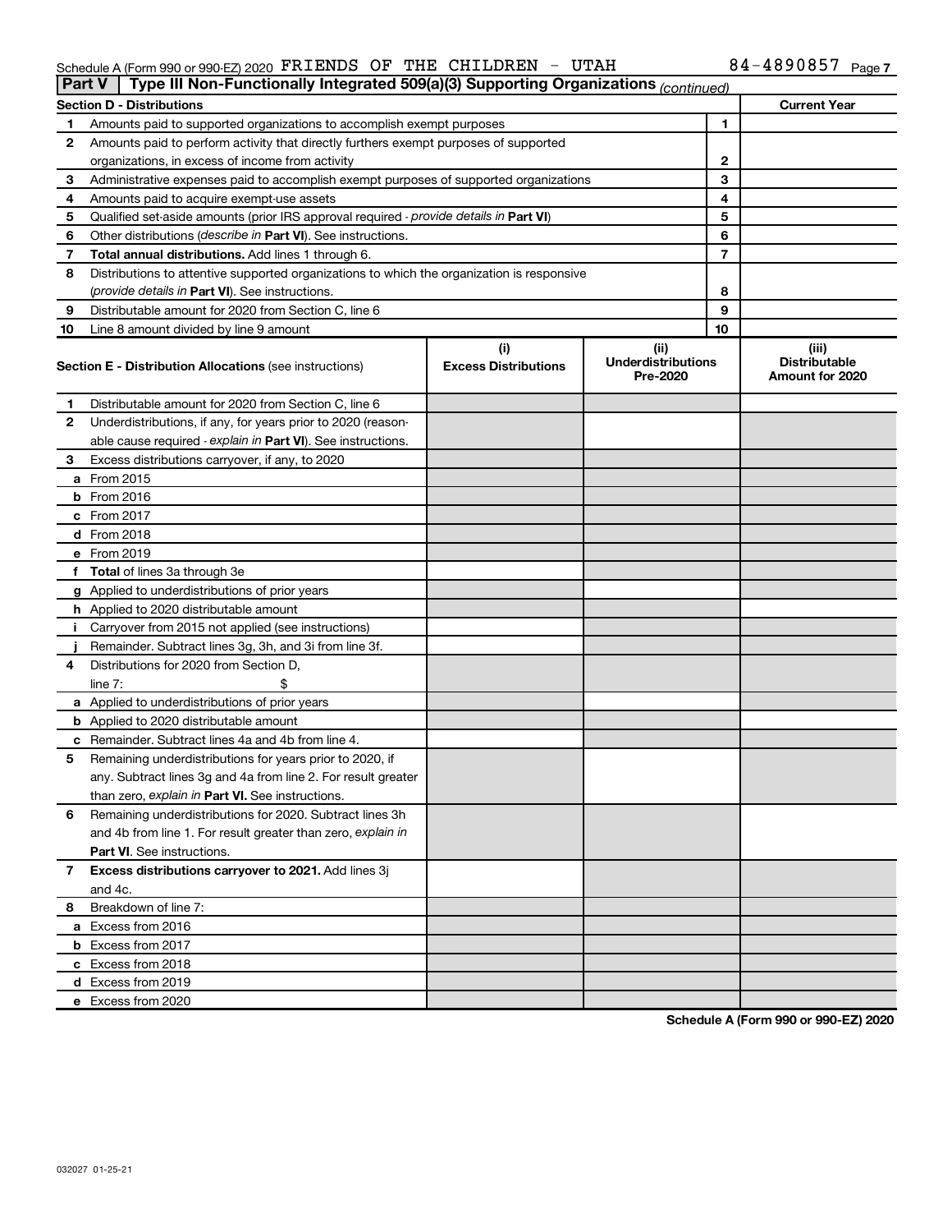Schedule A (Form 990 or 990-EZ) 2020 FRIENDS OF THE CHILDREN - UTAH 84-4890857 Page 7

**Part V | Type III Non-Functionally Integrated 509(a)(3) Supporting Organizations** *(continued)*

| Section D - Distributions | | | Current Year |
|---|---|---|---|
| 1 | Amounts paid to supported organizations to accomplish exempt purposes | 1 | |
| 2 | Amounts paid to perform activity that directly furthers exempt purposes of supported organizations, in excess of income from activity | 2 | |
| 3 | Administrative expenses paid to accomplish exempt purposes of supported organizations | 3 | |
| 4 | Amounts paid to acquire exempt-use assets | 4 | |
| 5 | Qualified set-aside amounts (prior IRS approval required - *provide details in* **Part VI**) | 5 | |
| 6 | Other distributions (*describe in* **Part VI**). See instructions. | 6 | |
| 7 | **Total annual distributions.** Add lines 1 through 6. | 7 | |
| 8 | Distributions to attentive supported organizations to which the organization is responsive (*provide details in* **Part VI**). See instructions. | 8 | |
| 9 | Distributable amount for 2020 from Section C, line 6 | 9 | |
| 10 | Line 8 amount divided by line 9 amount | 10 | |

| **Section E - Distribution Allocations** (see instructions) | (i) Excess Distributions | (ii) Underdistributions Pre-2020 | (iii) Distributable Amount for 2020 |
|---|---|---|---|
| **1** Distributable amount for 2020 from Section C, line 6 | | | |
| **2** Underdistributions, if any, for years prior to 2020 (reasonable cause required - *explain in* **Part VI**). See instructions. | | | |
| **3** Excess distributions carryover, if any, to 2020 | | | |
| **a** From 2015 | | | |
| **b** From 2016 | | | |
| **c** From 2017 | | | |
| **d** From 2018 | | | |
| **e** From 2019 | | | |
| **f Total** of lines 3a through 3e | | | |
| **g** Applied to underdistributions of prior years | | | |
| **h** Applied to 2020 distributable amount | | | |
| **i** Carryover from 2015 not applied (see instructions) | | | |
| **j** Remainder. Subtract lines 3g, 3h, and 3i from line 3f. | | | |
| **4** Distributions for 2020 from Section D, line 7: $ | | | |
| **a** Applied to underdistributions of prior years | | | |
| **b** Applied to 2020 distributable amount | | | |
| **c** Remainder. Subtract lines 4a and 4b from line 4. | | | |
| **5** Remaining underdistributions for years prior to 2020, if any. Subtract lines 3g and 4a from line 2. For result greater than zero, *explain in* **Part VI.** See instructions. | | | |
| **6** Remaining underdistributions for 2020. Subtract lines 3h and 4b from line 1. For result greater than zero, *explain in* **Part VI**. See instructions. | | | |
| **7 Excess distributions carryover to 2021.** Add lines 3j and 4c. | | | |
| **8** Breakdown of line 7: | | | |
| **a** Excess from 2016 | | | |
| **b** Excess from 2017 | | | |
| **c** Excess from 2018 | | | |
| **d** Excess from 2019 | | | |
| **e** Excess from 2020 | | | |

**Schedule A (Form 990 or 990-EZ) 2020**

032027 01-25-21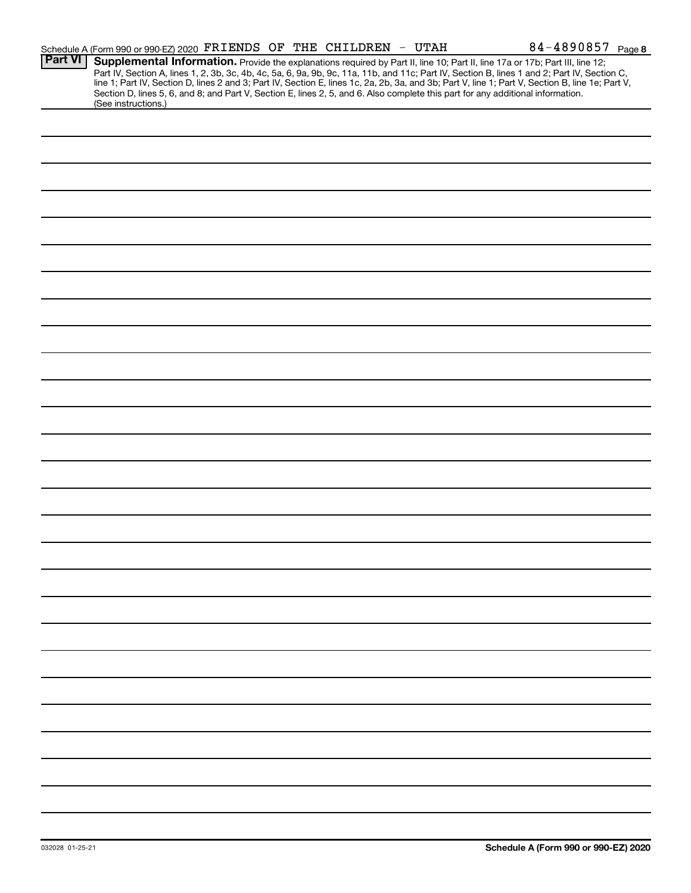Schedule A (Form 990 or 990-EZ) 2020 FRIENDS OF THE CHILDREN - UTAH 84-4890857 Page **8**

## Part VI Supplemental Information.

Provide the explanations required by Part II, line 10; Part II, line 17a or 17b; Part III, line 12; Part IV, Section A, lines 1, 2, 3b, 3c, 4b, 4c, 5a, 6, 9a, 9b, 9c, 11a, 11b, and 11c; Part IV, Section B, lines 1 and 2; Part IV, Section C, line 1; Part IV, Section D, lines 2 and 3; Part IV, Section E, lines 1c, 2a, 2b, 3a, and 3b; Part V, line 1; Part V, Section B, line 1e; Part V, Section D, lines 5, 6, and 8; and Part V, Section E, lines 2, 5, and 6. Also complete this part for any additional information. (See instructions.)

032028 01-25-21

**Schedule A (Form 990 or 990-EZ) 2020**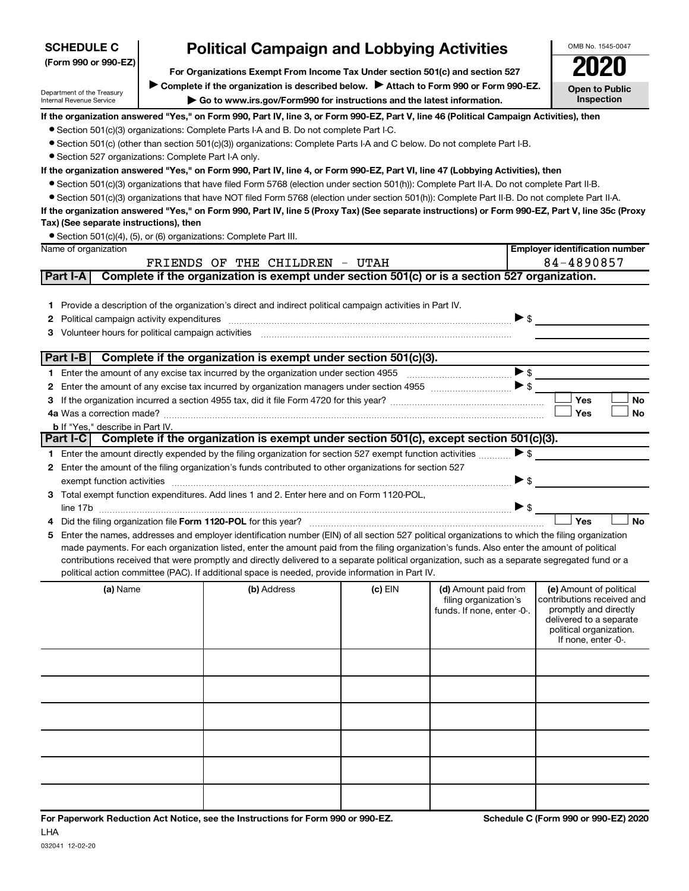**SCHEDULE C (Form 990 or 990-EZ)**

Department of the Treasury
Internal Revenue Service

# Political Campaign and Lobbying Activities

**For Organizations Exempt From Income Tax Under section 501(c) and section 527**

▶ Complete if the organization is described below. ▶ Attach to Form 990 or Form 990-EZ.

▶ Go to www.irs.gov/Form990 for instructions and the latest information.

OMB No. 1545-0047

**2020**

**Open to Public Inspection**

**If the organization answered "Yes," on Form 990, Part IV, line 3, or Form 990-EZ, Part V, line 46 (Political Campaign Activities), then**

- Section 501(c)(3) organizations: Complete Parts I-A and B. Do not complete Part I-C.
- Section 501(c) (other than section 501(c)(3)) organizations: Complete Parts I-A and C below. Do not complete Part I-B.
- Section 527 organizations: Complete Part I-A only.

**If the organization answered "Yes," on Form 990, Part IV, line 4, or Form 990-EZ, Part VI, line 47 (Lobbying Activities), then**

- Section 501(c)(3) organizations that have filed Form 5768 (election under section 501(h)): Complete Part II-A. Do not complete Part II-B.
- Section 501(c)(3) organizations that have NOT filed Form 5768 (election under section 501(h)): Complete Part II-B. Do not complete Part II-A.

**If the organization answered "Yes," on Form 990, Part IV, line 5 (Proxy Tax) (See separate instructions) or Form 990-EZ, Part V, line 35c (Proxy Tax) (See separate instructions), then**

- Section 501(c)(4), (5), or (6) organizations: Complete Part III.

| Name of organization | Employer identification number |
|---|---|
| FRIENDS OF THE CHILDREN - UTAH | 84-4890857 |

## Part I-A Complete if the organization is exempt under section 501(c) or is a section 527 organization.

1. Provide a description of the organization's direct and indirect political campaign activities in Part IV.
2. Political campaign activity expenditures ▶ $
3. Volunteer hours for political campaign activities

## Part I-B Complete if the organization is exempt under section 501(c)(3).

1. Enter the amount of any excise tax incurred by the organization under section 4955 ▶ $
2. Enter the amount of any excise tax incurred by organization managers under section 4955 ▶ $
3. If the organization incurred a section 4955 tax, did it file Form 4720 for this year? ☐ Yes ☐ No

4a. Was a correction made? ☐ Yes ☐ No

b. If "Yes," describe in Part IV.

## Part I-C Complete if the organization is exempt under section 501(c), except section 501(c)(3).

1. Enter the amount directly expended by the filing organization for section 527 exempt function activities ▶ $
2. Enter the amount of the filing organization's funds contributed to other organizations for section 527 exempt function activities ▶ $
3. Total exempt function expenditures. Add lines 1 and 2. Enter here and on Form 1120-POL, line 17b ▶ $
4. Did the filing organization file **Form 1120-POL** for this year? ☐ Yes ☐ No
5. Enter the names, addresses and employer identification number (EIN) of all section 527 political organizations to which the filing organization made payments. For each organization listed, enter the amount paid from the filing organization's funds. Also enter the amount of political contributions received that were promptly and directly delivered to a separate political organization, such as a separate segregated fund or a political action committee (PAC). If additional space is needed, provide information in Part IV.

| (a) Name | (b) Address | (c) EIN | (d) Amount paid from filing organization's funds. If none, enter -0-. | (e) Amount of political contributions received and promptly and directly delivered to a separate political organization. If none, enter -0-. |
|---|---|---|---|---|
| | | | | |
| | | | | |
| | | | | |
| | | | | |
| | | | | |
| | | | | |

**For Paperwork Reduction Act Notice, see the Instructions for Form 990 or 990-EZ.** LHA

032041 12-02-20

**Schedule C (Form 990 or 990-EZ) 2020**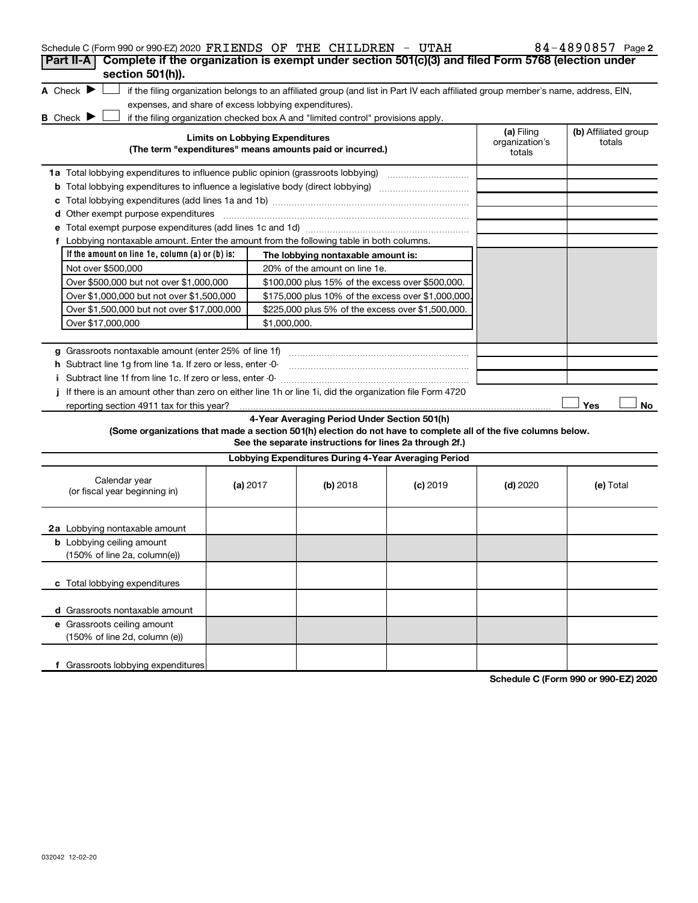Schedule C (Form 990 or 990-EZ) 2020 FRIENDS OF THE CHILDREN - UTAH 84-4890857 Page 2

## Part II-A Complete if the organization is exempt under section 501(c)(3) and filed Form 5768 (election under section 501(h)).

A Check ▶ ☐ if the filing organization belongs to an affiliated group (and list in Part IV each affiliated group member's name, address, EIN, expenses, and share of excess lobbying expenditures).

B Check ▶ ☐ if the filing organization checked box A and "limited control" provisions apply.

| Limits on Lobbying Expenditures (The term "expenditures" means amounts paid or incurred.) | (a) Filing organization's totals | (b) Affiliated group totals |
|---|---|---|
| 1a Total lobbying expenditures to influence public opinion (grassroots lobbying) | | |
| b Total lobbying expenditures to influence a legislative body (direct lobbying) | | |
| c Total lobbying expenditures (add lines 1a and 1b) | | |
| d Other exempt purpose expenditures | | |
| e Total exempt purpose expenditures (add lines 1c and 1d) | | |
| f Lobbying nontaxable amount. Enter the amount from the following table in both columns. | | |

| If the amount on line 1e, column (a) or (b) is: | The lobbying nontaxable amount is: |
|---|---|
| Not over $500,000 | 20% of the amount on line 1e. |
| Over $500,000 but not over $1,000,000 | $100,000 plus 15% of the excess over $500,000. |
| Over $1,000,000 but not over $1,500,000 | $175,000 plus 10% of the excess over $1,000,000. |
| Over $1,500,000 but not over $17,000,000 | $225,000 plus 5% of the excess over $1,500,000. |
| Over $17,000,000 | $1,000,000. |

| | (a) Filing organization's totals | (b) Affiliated group totals |
|---|---|---|
| g Grassroots nontaxable amount (enter 25% of line 1f) | | |
| h Subtract line 1g from line 1a. If zero or less, enter -0- | | |
| i Subtract line 1f from line 1c. If zero or less, enter -0- | | |
| j If there is an amount other than zero on either line 1h or line 1i, did the organization file Form 4720 reporting section 4911 tax for this year? | ☐ Yes | ☐ No |

### 4-Year Averaging Period Under Section 501(h)

**(Some organizations that made a section 501(h) election do not have to complete all of the five columns below. See the separate instructions for lines 2a through 2f.)**

| Lobbying Expenditures During 4-Year Averaging Period | | | | | |
|---|---|---|---|---|---|
| Calendar year (or fiscal year beginning in) | (a) 2017 | (b) 2018 | (c) 2019 | (d) 2020 | (e) Total |
| 2a Lobbying nontaxable amount | | | | | |
| b Lobbying ceiling amount (150% of line 2a, column(e)) | | | | | |
| c Total lobbying expenditures | | | | | |
| d Grassroots nontaxable amount | | | | | |
| e Grassroots ceiling amount (150% of line 2d, column (e)) | | | | | |
| f Grassroots lobbying expenditures | | | | | |

Schedule C (Form 990 or 990-EZ) 2020

032042 12-02-20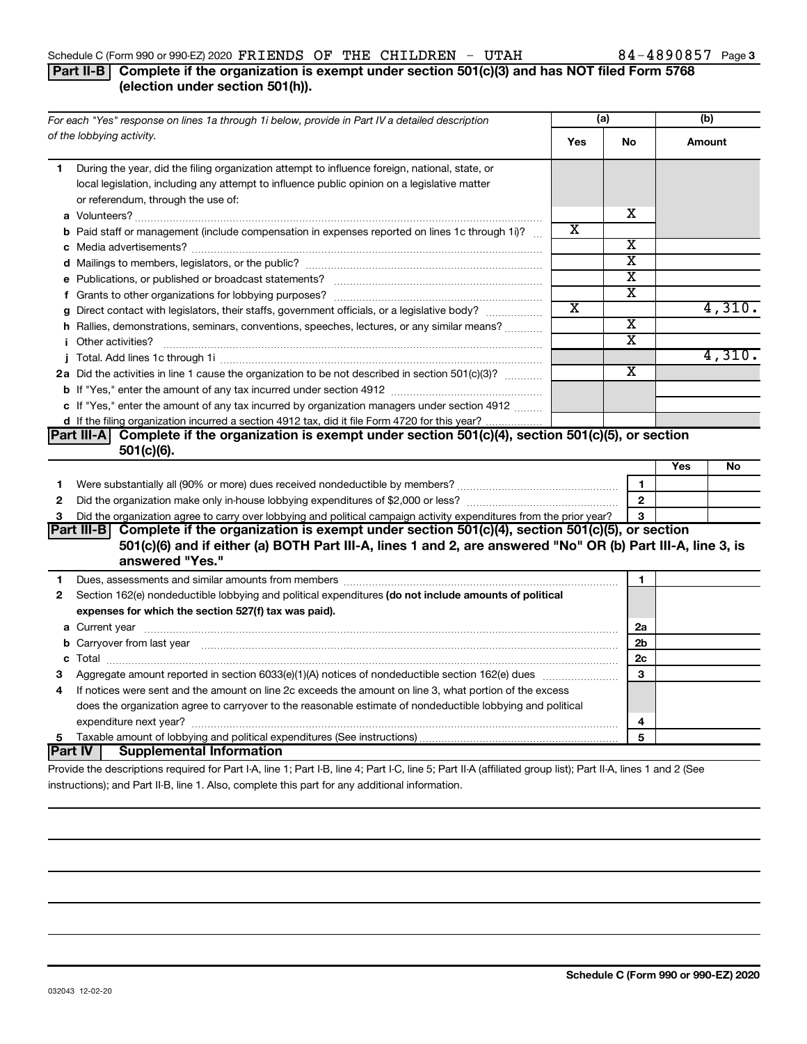Schedule C (Form 990 or 990-EZ) 2020 FRIENDS OF THE CHILDREN - UTAH 84-4890857 Page 3

## Part II-B Complete if the organization is exempt under section 501(c)(3) and has NOT filed Form 5768 (election under section 501(h)).

| For each "Yes" response on lines 1a through 1i below, provide in Part IV a detailed description of the lobbying activity. | (a) Yes | (a) No | (b) Amount |
|---|---|---|---|
| **1** During the year, did the filing organization attempt to influence foreign, national, state, or local legislation, including any attempt to influence public opinion on a legislative matter or referendum, through the use of: | | | |
| **a** Volunteers? | | X | |
| **b** Paid staff or management (include compensation in expenses reported on lines 1c through 1i)? | X | | |
| **c** Media advertisements? | | X | |
| **d** Mailings to members, legislators, or the public? | | X | |
| **e** Publications, or published or broadcast statements? | | X | |
| **f** Grants to other organizations for lobbying purposes? | | X | |
| **g** Direct contact with legislators, their staffs, government officials, or a legislative body? | X | | 4,310. |
| **h** Rallies, demonstrations, seminars, conventions, speeches, lectures, or any similar means? | | X | |
| **i** Other activities? | | X | |
| **j** Total. Add lines 1c through 1i | | | 4,310. |
| **2a** Did the activities in line 1 cause the organization to be not described in section 501(c)(3)? | | X | |
| **b** If "Yes," enter the amount of any tax incurred under section 4912 | | | |
| **c** If "Yes," enter the amount of any tax incurred by organization managers under section 4912 | | | |
| **d** If the filing organization incurred a section 4912 tax, did it file Form 4720 for this year? | | | |

## Part III-A Complete if the organization is exempt under section 501(c)(4), section 501(c)(5), or section 501(c)(6).

| | | | Yes | No |
|---|---|---|---|---|
| 1 | Were substantially all (90% or more) dues received nondeductible by members? | 1 | | |
| 2 | Did the organization make only in-house lobbying expenditures of $2,000 or less? | 2 | | |
| 3 | Did the organization agree to carry over lobbying and political campaign activity expenditures from the prior year? | 3 | | |

## Part III-B Complete if the organization is exempt under section 501(c)(4), section 501(c)(5), or section 501(c)(6) and if either (a) BOTH Part III-A, lines 1 and 2, are answered "No" OR (b) Part III-A, line 3, is answered "Yes."

| | | | |
|---|---|---|---|
| 1 | Dues, assessments and similar amounts from members | 1 | |
| 2 | Section 162(e) nondeductible lobbying and political expenditures **(do not include amounts of political expenses for which the section 527(f) tax was paid).** | | |
| a | Current year | 2a | |
| b | Carryover from last year | 2b | |
| c | Total | 2c | |
| 3 | Aggregate amount reported in section 6033(e)(1)(A) notices of nondeductible section 162(e) dues | 3 | |
| 4 | If notices were sent and the amount on line 2c exceeds the amount on line 3, what portion of the excess does the organization agree to carryover to the reasonable estimate of nondeductible lobbying and political expenditure next year? | 4 | |
| 5 | Taxable amount of lobbying and political expenditures (See instructions) | 5 | |

## Part IV Supplemental Information

Provide the descriptions required for Part I-A, line 1; Part I-B, line 4; Part I-C, line 5; Part II-A (affiliated group list); Part II-A, lines 1 and 2 (See instructions); and Part II-B, line 1. Also, complete this part for any additional information.

032043 12-02-20

Schedule C (Form 990 or 990-EZ) 2020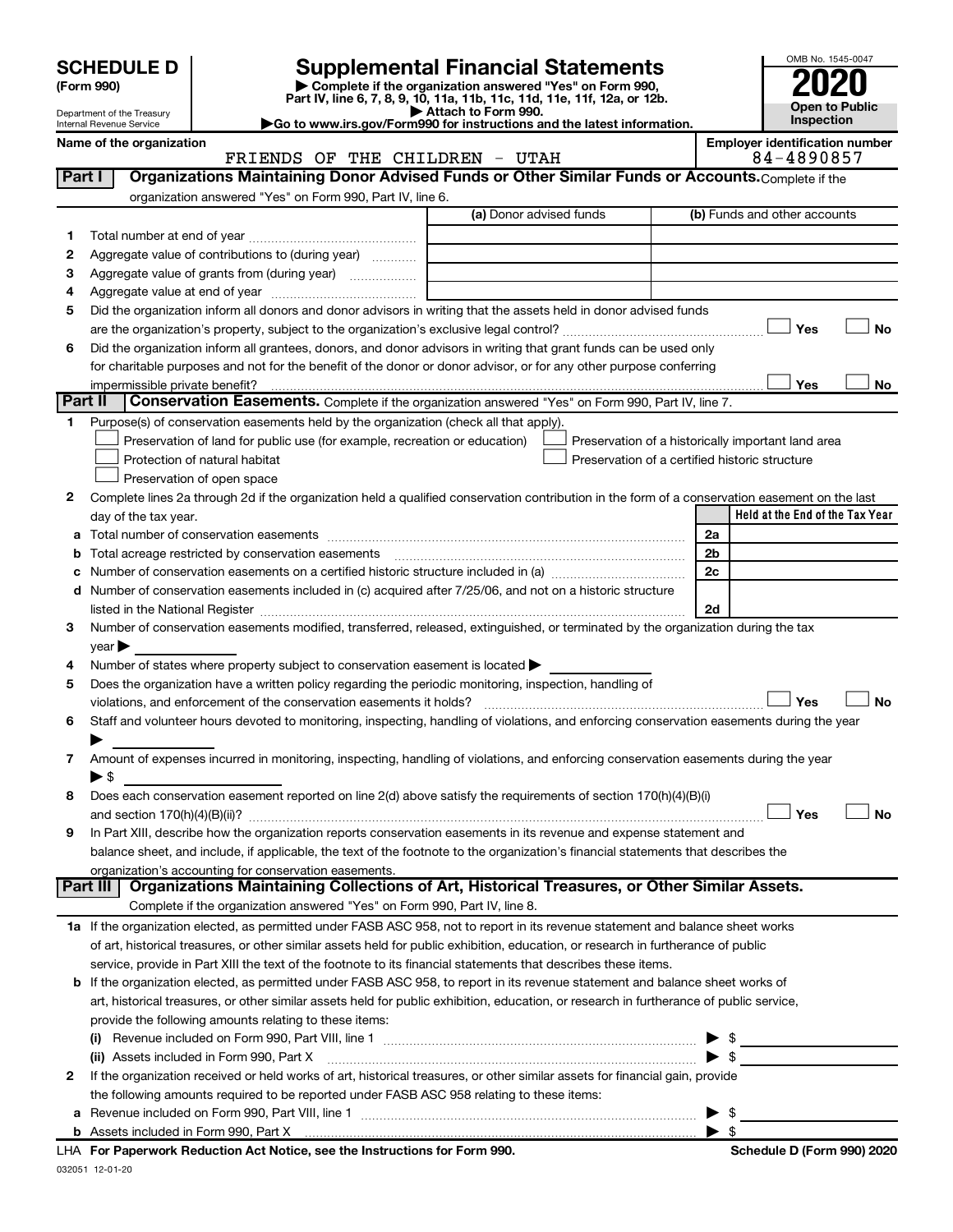# SCHEDULE D (Form 990)

Department of the Treasury
Internal Revenue Service

## Supplemental Financial Statements

▶ Complete if the organization answered "Yes" on Form 990, Part IV, line 6, 7, 8, 9, 10, 11a, 11b, 11c, 11d, 11e, 11f, 12a, or 12b.
▶ Attach to Form 990.
▶Go to www.irs.gov/Form990 for instructions and the latest information.

OMB No. 1545-0047

**2020**

**Open to Public Inspection**

**Name of the organization:** FRIENDS OF THE CHILDREN - UTAH

**Employer identification number:** 84-4890857

## Part I Organizations Maintaining Donor Advised Funds or Other Similar Funds or Accounts. Complete if the organization answered "Yes" on Form 990, Part IV, line 6.

| | | (a) Donor advised funds | (b) Funds and other accounts |
|---|---|---|---|
| 1 | Total number at end of year | | |
| 2 | Aggregate value of contributions to (during year) | | |
| 3 | Aggregate value of grants from (during year) | | |
| 4 | Aggregate value at end of year | | |

5 Did the organization inform all donors and donor advisors in writing that the assets held in donor advised funds are the organization's property, subject to the organization's exclusive legal control? ☐ Yes ☐ No

6 Did the organization inform all grantees, donors, and donor advisors in writing that grant funds can be used only for charitable purposes and not for the benefit of the donor or donor advisor, or for any other purpose conferring impermissible private benefit? ☐ Yes ☐ No

## Part II Conservation Easements. Complete if the organization answered "Yes" on Form 990, Part IV, line 7.

1 Purpose(s) of conservation easements held by the organization (check all that apply).

- ☐ Preservation of land for public use (for example, recreation or education)
- ☐ Preservation of a historically important land area
- ☐ Protection of natural habitat
- ☐ Preservation of a certified historic structure
- ☐ Preservation of open space

2 Complete lines 2a through 2d if the organization held a qualified conservation contribution in the form of a conservation easement on the last day of the tax year.

| | | | Held at the End of the Tax Year |
|---|---|---|---|
| a | Total number of conservation easements | 2a | |
| b | Total acreage restricted by conservation easements | 2b | |
| c | Number of conservation easements on a certified historic structure included in (a) | 2c | |
| d | Number of conservation easements included in (c) acquired after 7/25/06, and not on a historic structure listed in the National Register | 2d | |

3 Number of conservation easements modified, transferred, released, extinguished, or terminated by the organization during the tax year ▶

4 Number of states where property subject to conservation easement is located ▶

5 Does the organization have a written policy regarding the periodic monitoring, inspection, handling of violations, and enforcement of the conservation easements it holds? ☐ Yes ☐ No

6 Staff and volunteer hours devoted to monitoring, inspecting, handling of violations, and enforcing conservation easements during the year ▶

7 Amount of expenses incurred in monitoring, inspecting, handling of violations, and enforcing conservation easements during the year ▶ $

8 Does each conservation easement reported on line 2(d) above satisfy the requirements of section 170(h)(4)(B)(i) and section 170(h)(4)(B)(ii)? ☐ Yes ☐ No

9 In Part XIII, describe how the organization reports conservation easements in its revenue and expense statement and balance sheet, and include, if applicable, the text of the footnote to the organization's financial statements that describes the organization's accounting for conservation easements.

## Part III Organizations Maintaining Collections of Art, Historical Treasures, or Other Similar Assets. Complete if the organization answered "Yes" on Form 990, Part IV, line 8.

1a If the organization elected, as permitted under FASB ASC 958, not to report in its revenue statement and balance sheet works of art, historical treasures, or other similar assets held for public exhibition, education, or research in furtherance of public service, provide in Part XIII the text of the footnote to its financial statements that describes these items.

b If the organization elected, as permitted under FASB ASC 958, to report in its revenue statement and balance sheet works of art, historical treasures, or other similar assets held for public exhibition, education, or research in furtherance of public service, provide the following amounts relating to these items:

(i) Revenue included on Form 990, Part VIII, line 1 ▶ $

(ii) Assets included in Form 990, Part X ▶ $

2 If the organization received or held works of art, historical treasures, or other similar assets for financial gain, provide the following amounts required to be reported under FASB ASC 958 relating to these items:

a Revenue included on Form 990, Part VIII, line 1 ▶ $

b Assets included in Form 990, Part X ▶ $

LHA For Paperwork Reduction Act Notice, see the Instructions for Form 990. Schedule D (Form 990) 2020

032051 12-01-20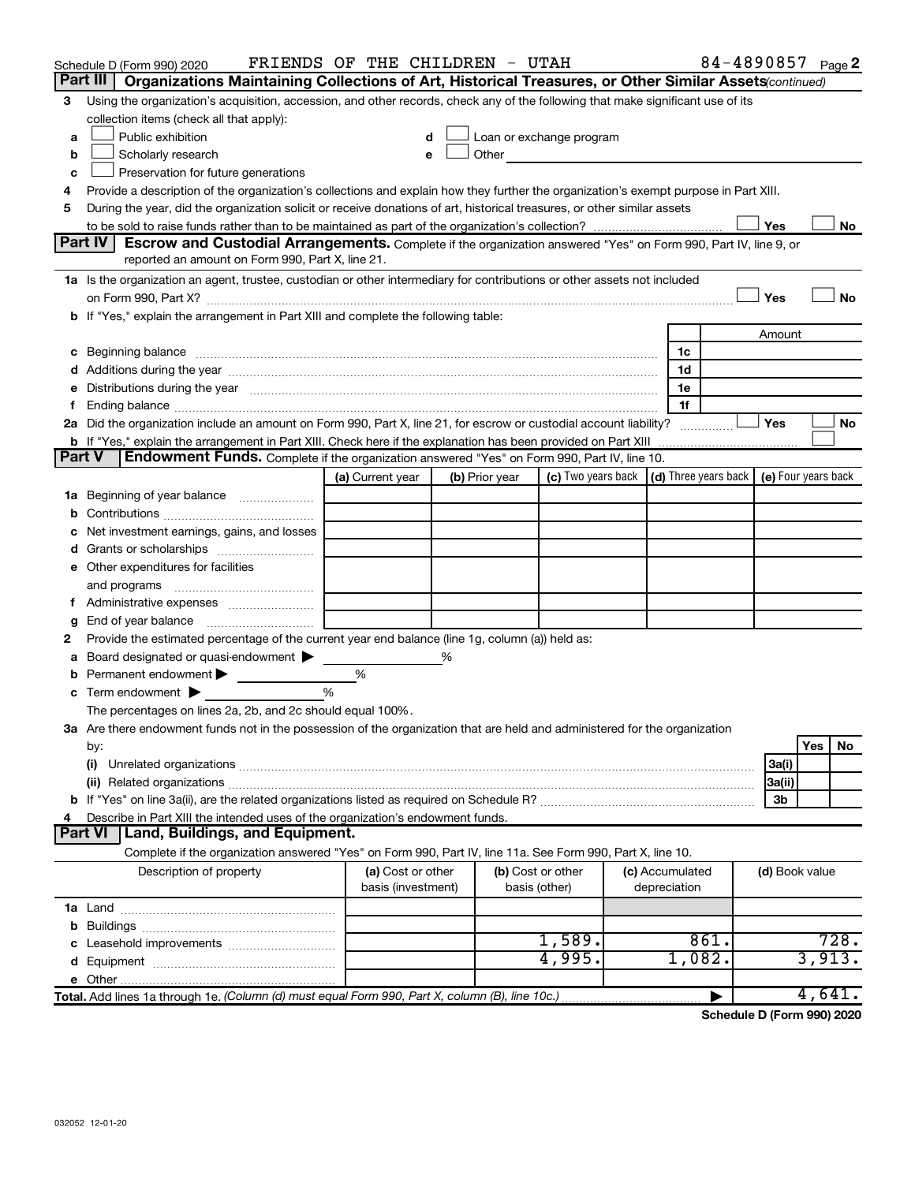Schedule D (Form 990) 2020 FRIENDS OF THE CHILDREN - UTAH 84-4890857 Page 2

## Part III Organizations Maintaining Collections of Art, Historical Treasures, or Other Similar Assets *(continued)*

3 Using the organization's acquisition, accession, and other records, check any of the following that make significant use of its collection items (check all that apply):

- a ☐ Public exhibition
- b ☐ Scholarly research
- c ☐ Preservation for future generations
- d ☐ Loan or exchange program
- e ☐ Other

4 Provide a description of the organization's collections and explain how they further the organization's exempt purpose in Part XIII.

5 During the year, did the organization solicit or receive donations of art, historical treasures, or other similar assets to be sold to raise funds rather than to be maintained as part of the organization's collection? ☐ Yes ☐ No

## Part IV Escrow and Custodial Arrangements.

Complete if the organization answered "Yes" on Form 990, Part IV, line 9, or reported an amount on Form 990, Part X, line 21.

1a Is the organization an agent, trustee, custodian or other intermediary for contributions or other assets not included on Form 990, Part X? ☐ Yes ☐ No

b If "Yes," explain the arrangement in Part XIII and complete the following table:

| | | Amount |
|---|---|---|
| c Beginning balance | 1c | |
| d Additions during the year | 1d | |
| e Distributions during the year | 1e | |
| f Ending balance | 1f | |

2a Did the organization include an amount on Form 990, Part X, line 21, for escrow or custodial account liability? ☐ Yes ☐ No

b If "Yes," explain the arrangement in Part XIII. Check here if the explanation has been provided on Part XIII ☐

## Part V Endowment Funds.

Complete if the organization answered "Yes" on Form 990, Part IV, line 10.

| | (a) Current year | (b) Prior year | (c) Two years back | (d) Three years back | (e) Four years back |
|---|---|---|---|---|---|
| 1a Beginning of year balance | | | | | |
| b Contributions | | | | | |
| c Net investment earnings, gains, and losses | | | | | |
| d Grants or scholarships | | | | | |
| e Other expenditures for facilities and programs | | | | | |
| f Administrative expenses | | | | | |
| g End of year balance | | | | | |

2 Provide the estimated percentage of the current year end balance (line 1g, column (a)) held as:

- a Board designated or quasi-endowment ▶ %
- b Permanent endowment ▶ %
- c Term endowment ▶ %

The percentages on lines 2a, 2b, and 2c should equal 100%.

3a Are there endowment funds not in the possession of the organization that are held and administered for the organization by:

| | | Yes | No |
|---|---|---|---|
| (i) Unrelated organizations | 3a(i) | | |
| (ii) Related organizations | 3a(ii) | | |
| b If "Yes" on line 3a(ii), are the related organizations listed as required on Schedule R? | 3b | | |

4 Describe in Part XIII the intended uses of the organization's endowment funds.

## Part VI Land, Buildings, and Equipment.

Complete if the organization answered "Yes" on Form 990, Part IV, line 11a. See Form 990, Part X, line 10.

| Description of property | (a) Cost or other basis (investment) | (b) Cost or other basis (other) | (c) Accumulated depreciation | (d) Book value |
|---|---|---|---|---|
| 1a Land | | | | |
| b Buildings | | | | |
| c Leasehold improvements | | 1,589. | 861. | 728. |
| d Equipment | | 4,995. | 1,082. | 3,913. |
| e Other | | | | |
| **Total.** Add lines 1a through 1e. *(Column (d) must equal Form 990, Part X, column (B), line 10c.)* | | | ▶ | 4,641. |

**Schedule D (Form 990) 2020**

032052 12-01-20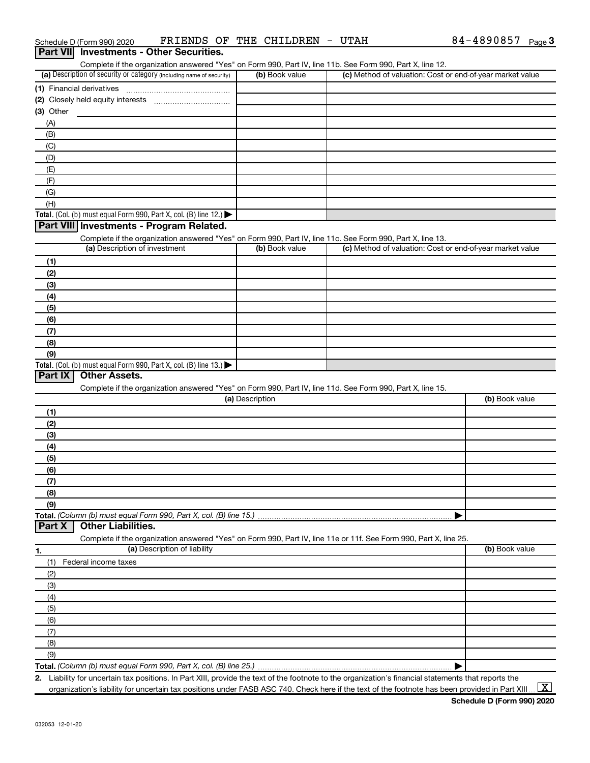Schedule D (Form 990) 2020 FRIENDS OF THE CHILDREN - UTAH 84-4890857 Page 3

## Part VII Investments - Other Securities.

Complete if the organization answered "Yes" on Form 990, Part IV, line 11b. See Form 990, Part X, line 12.

| (a) Description of security or category (including name of security) | (b) Book value | (c) Method of valuation: Cost or end-of-year market value |
|---|---|---|
| (1) Financial derivatives | | |
| (2) Closely held equity interests | | |
| (3) Other | | |
| (A) | | |
| (B) | | |
| (C) | | |
| (D) | | |
| (E) | | |
| (F) | | |
| (G) | | |
| (H) | | |
| **Total.** (Col. (b) must equal Form 990, Part X, col. (B) line 12.) ▶ | | |

## Part VIII Investments - Program Related.

Complete if the organization answered "Yes" on Form 990, Part IV, line 11c. See Form 990, Part X, line 13.

| (a) Description of investment | (b) Book value | (c) Method of valuation: Cost or end-of-year market value |
|---|---|---|
| (1) | | |
| (2) | | |
| (3) | | |
| (4) | | |
| (5) | | |
| (6) | | |
| (7) | | |
| (8) | | |
| (9) | | |
| **Total.** (Col. (b) must equal Form 990, Part X, col. (B) line 13.) ▶ | | |

## Part IX Other Assets.

Complete if the organization answered "Yes" on Form 990, Part IV, line 11d. See Form 990, Part X, line 15.

| (a) Description | (b) Book value |
|---|---|
| (1) | |
| (2) | |
| (3) | |
| (4) | |
| (5) | |
| (6) | |
| (7) | |
| (8) | |
| (9) | |
| **Total.** *(Column (b) must equal Form 990, Part X, col. (B) line 15.)* ▶ | |

## Part X Other Liabilities.

Complete if the organization answered "Yes" on Form 990, Part IV, line 11e or 11f. See Form 990, Part X, line 25.

| 1. (a) Description of liability | (b) Book value |
|---|---|
| (1) Federal income taxes | |
| (2) | |
| (3) | |
| (4) | |
| (5) | |
| (6) | |
| (7) | |
| (8) | |
| (9) | |
| **Total.** *(Column (b) must equal Form 990, Part X, col. (B) line 25.)* ▶ | |

2. Liability for uncertain tax positions. In Part XIII, provide the text of the footnote to the organization's financial statements that reports the organization's liability for uncertain tax positions under FASB ASC 740. Check here if the text of the footnote has been provided in Part XIII ... [X]

Schedule D (Form 990) 2020

032053 12-01-20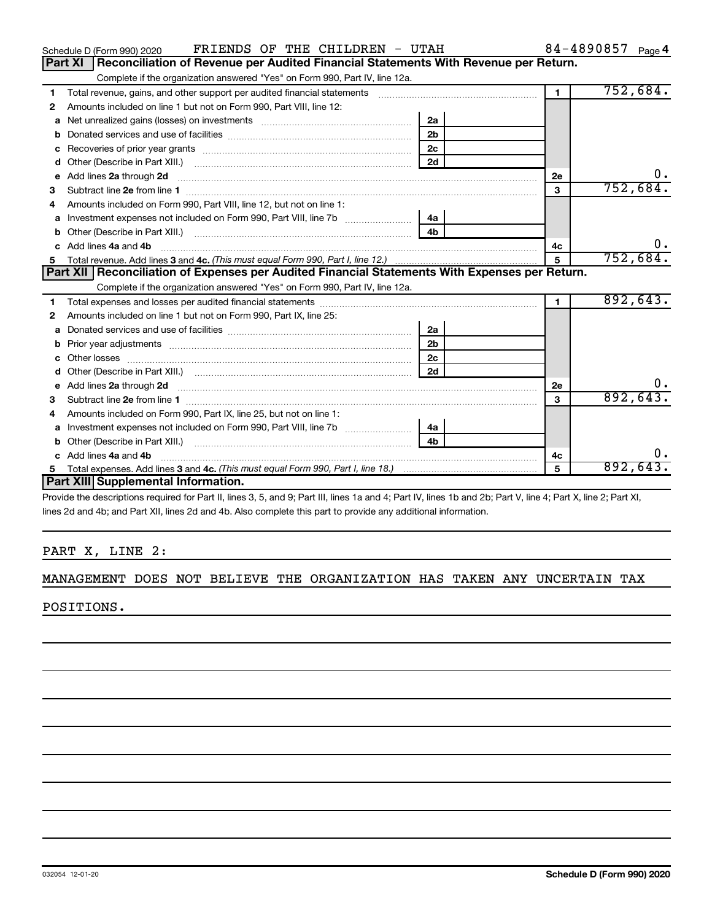Schedule D (Form 990) 2020 FRIENDS OF THE CHILDREN - UTAH 84-4890857 Page 4

## Part XI Reconciliation of Revenue per Audited Financial Statements With Revenue per Return.

Complete if the organization answered "Yes" on Form 990, Part IV, line 12a.

| | | | | | |
|---|---|---|---|---|---|
| 1 | Total revenue, gains, and other support per audited financial statements | | | 1 | 752,684. |
| 2 | Amounts included on line 1 but not on Form 990, Part VIII, line 12: | | | | |
| a | Net unrealized gains (losses) on investments | 2a | | | |
| b | Donated services and use of facilities | 2b | | | |
| c | Recoveries of prior year grants | 2c | | | |
| d | Other (Describe in Part XIII.) | 2d | | | |
| e | Add lines 2a through 2d | | | 2e | 0. |
| 3 | Subtract line 2e from line 1 | | | 3 | 752,684. |
| 4 | Amounts included on Form 990, Part VIII, line 12, but not on line 1: | | | | |
| a | Investment expenses not included on Form 990, Part VIII, line 7b | 4a | | | |
| b | Other (Describe in Part XIII.) | 4b | | | |
| c | Add lines 4a and 4b | | | 4c | 0. |
| 5 | Total revenue. Add lines 3 and 4c. *(This must equal Form 990, Part I, line 12.)* | | | 5 | 752,684. |

## Part XII Reconciliation of Expenses per Audited Financial Statements With Expenses per Return.

Complete if the organization answered "Yes" on Form 990, Part IV, line 12a.

| | | | | | |
|---|---|---|---|---|---|
| 1 | Total expenses and losses per audited financial statements | | | 1 | 892,643. |
| 2 | Amounts included on line 1 but not on Form 990, Part IX, line 25: | | | | |
| a | Donated services and use of facilities | 2a | | | |
| b | Prior year adjustments | 2b | | | |
| c | Other losses | 2c | | | |
| d | Other (Describe in Part XIII.) | 2d | | | |
| e | Add lines 2a through 2d | | | 2e | 0. |
| 3 | Subtract line 2e from line 1 | | | 3 | 892,643. |
| 4 | Amounts included on Form 990, Part IX, line 25, but not on line 1: | | | | |
| a | Investment expenses not included on Form 990, Part VIII, line 7b | 4a | | | |
| b | Other (Describe in Part XIII.) | 4b | | | |
| c | Add lines 4a and 4b | | | 4c | 0. |
| 5 | Total expenses. Add lines 3 and 4c. *(This must equal Form 990, Part I, line 18.)* | | | 5 | 892,643. |

## Part XIII Supplemental Information.

Provide the descriptions required for Part II, lines 3, 5, and 9; Part III, lines 1a and 4; Part IV, lines 1b and 2b; Part V, line 4; Part X, line 2; Part XI, lines 2d and 4b; and Part XII, lines 2d and 4b. Also complete this part to provide any additional information.

PART X, LINE 2:

MANAGEMENT DOES NOT BELIEVE THE ORGANIZATION HAS TAKEN ANY UNCERTAIN TAX POSITIONS.

032054 12-01-20 **Schedule D (Form 990) 2020**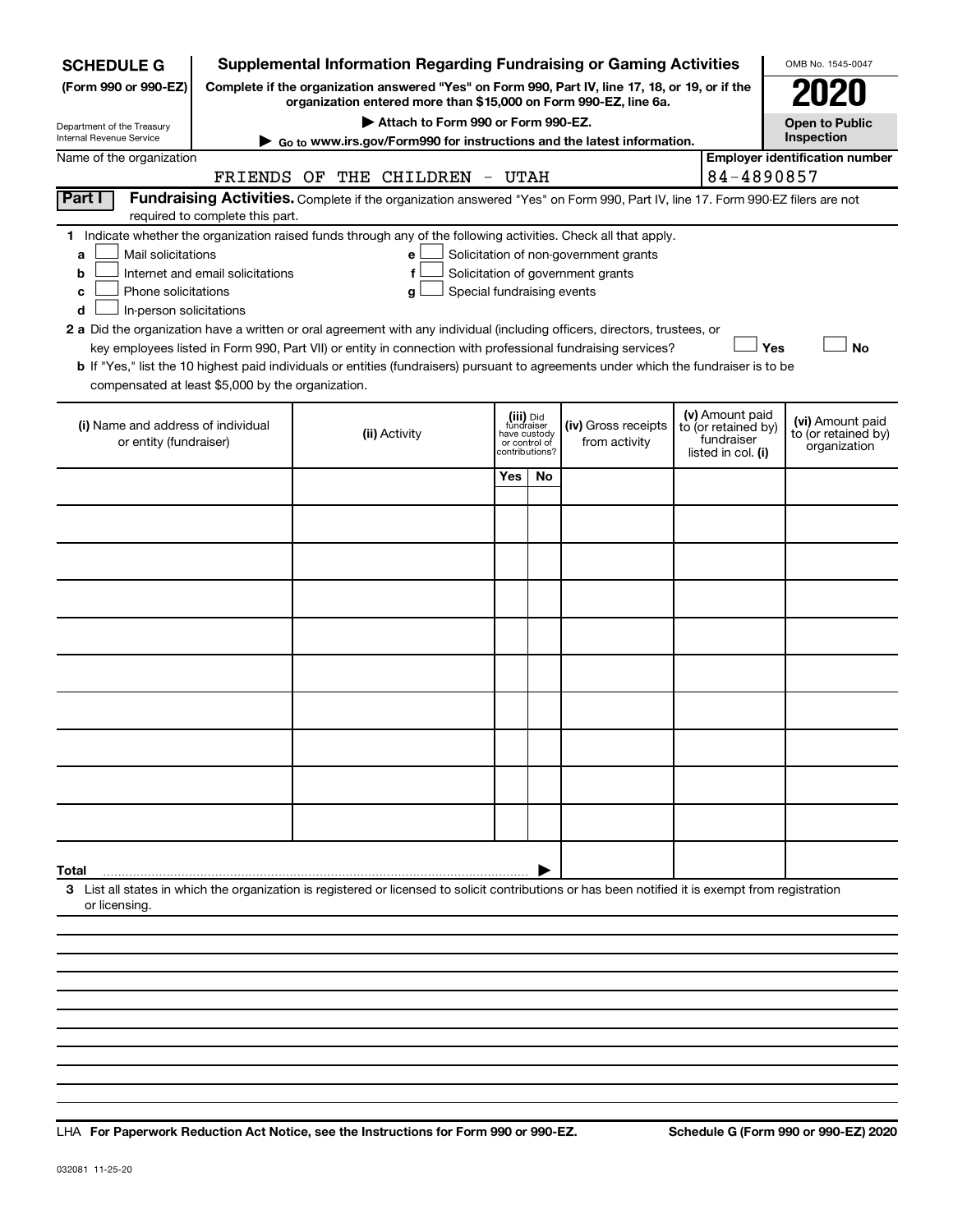**SCHEDULE G**
**(Form 990 or 990-EZ)**

Department of the Treasury
Internal Revenue Service

# Supplemental Information Regarding Fundraising or Gaming Activities

**Complete if the organization answered "Yes" on Form 990, Part IV, line 17, 18, or 19, or if the organization entered more than $15,000 on Form 990-EZ, line 6a.**

**▶ Attach to Form 990 or Form 990-EZ.**

**▶ Go to www.irs.gov/Form990 for instructions and the latest information.**

OMB No. 1545-0047

**2020**

**Open to Public Inspection**

Name of the organization: FRIENDS OF THE CHILDREN - UTAH

**Employer identification number:** 84-4890857

**Part I** **Fundraising Activities.** Complete if the organization answered "Yes" on Form 990, Part IV, line 17. Form 990-EZ filers are not required to complete this part.

**1** Indicate whether the organization raised funds through any of the following activities. Check all that apply.

- **a** ☐ Mail solicitations
- **b** ☐ Internet and email solicitations
- **c** ☐ Phone solicitations
- **d** ☐ In-person solicitations
- **e** ☐ Solicitation of non-government grants
- **f** ☐ Solicitation of government grants
- **g** ☐ Special fundraising events

**2 a** Did the organization have a written or oral agreement with any individual (including officers, directors, trustees, or key employees listed in Form 990, Part VII) or entity in connection with professional fundraising services? ☐ **Yes** ☐ **No**

**b** If "Yes," list the 10 highest paid individuals or entities (fundraisers) pursuant to agreements under which the fundraiser is to be compensated at least $5,000 by the organization.

| **(i)** Name and address of individual or entity (fundraiser) | **(ii)** Activity | **(iii)** Did fundraiser have custody or control of contributions? | | **(iv)** Gross receipts from activity | **(v)** Amount paid to (or retained by) fundraiser listed in col. **(i)** | **(vi)** Amount paid to (or retained by) organization |
|---|---|---|---|---|---|---|
| | | **Yes** | **No** | | | |
| | | | | | | |
| | | | | | | |
| | | | | | | |
| | | | | | | |
| | | | | | | |
| | | | | | | |
| | | | | | | |
| | | | | | | |
| | | | | | | |
| | | | | | | |
| **Total** ▶ | | | | | | |

**3** List all states in which the organization is registered or licensed to solicit contributions or has been notified it is exempt from registration or licensing.

LHA **For Paperwork Reduction Act Notice, see the Instructions for Form 990 or 990-EZ.** **Schedule G (Form 990 or 990-EZ) 2020**

032081 11-25-20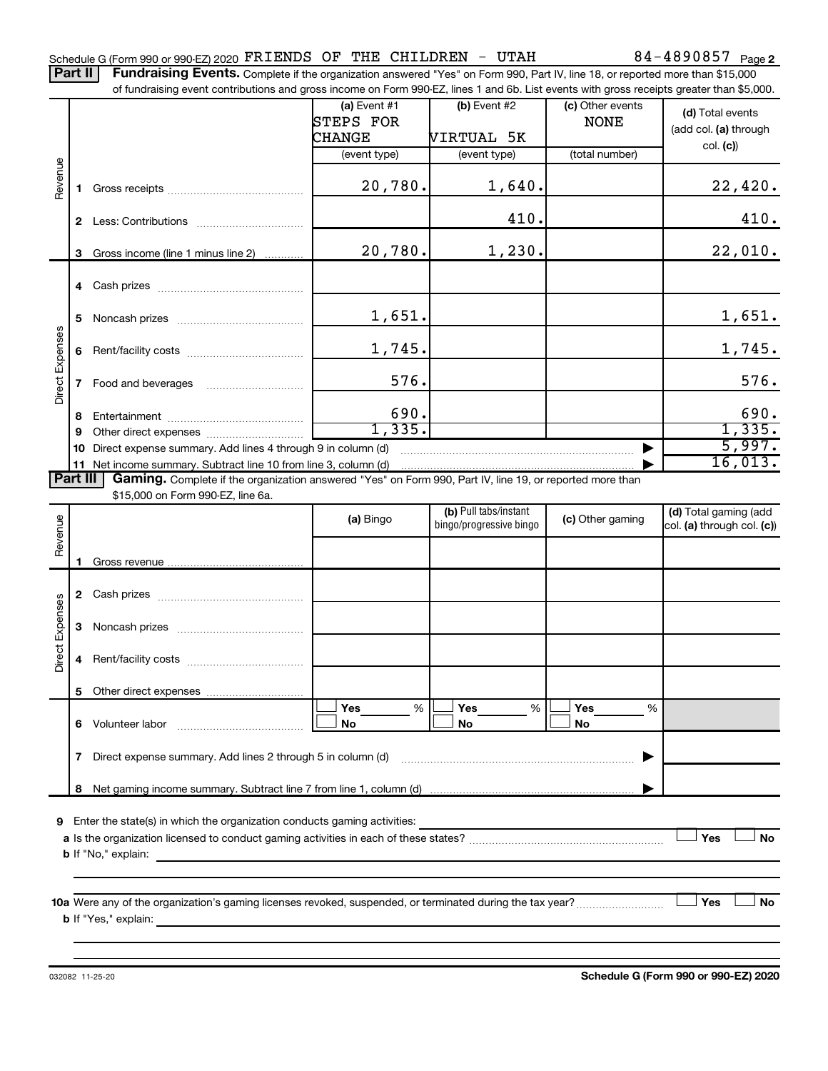Schedule G (Form 990 or 990-EZ) 2020 FRIENDS OF THE CHILDREN - UTAH 84-4890857 Page **2**

**Part II** **Fundraising Events.** Complete if the organization answered "Yes" on Form 990, Part IV, line 18, or reported more than $15,000 of fundraising event contributions and gross income on Form 990-EZ, lines 1 and 6b. List events with gross receipts greater than $5,000.

| | | (a) Event #1 STEPS FOR CHANGE (event type) | (b) Event #2 VIRTUAL 5K (event type) | (c) Other events NONE (total number) | (d) Total events (add col. (a) through col. (c)) |
|---|---|---|---|---|---|
| Revenue | 1 Gross receipts | 20,780. | 1,640. | | 22,420. |
| | 2 Less: Contributions | | 410. | | 410. |
| | 3 Gross income (line 1 minus line 2) | 20,780. | 1,230. | | 22,010. |
| Direct Expenses | 4 Cash prizes | | | | |
| | 5 Noncash prizes | 1,651. | | | 1,651. |
| | 6 Rent/facility costs | 1,745. | | | 1,745. |
| | 7 Food and beverages | 576. | | | 576. |
| | 8 Entertainment | 690. | | | 690. |
| | 9 Other direct expenses | 1,335. | | | 1,335. |
| | 10 Direct expense summary. Add lines 4 through 9 in column (d) | | | | 5,997. |
| | 11 Net income summary. Subtract line 10 from line 3, column (d) | | | | 16,013. |

**Part III** **Gaming.** Complete if the organization answered "Yes" on Form 990, Part IV, line 19, or reported more than $15,000 on Form 990-EZ, line 6a.

| | | (a) Bingo | (b) Pull tabs/instant bingo/progressive bingo | (c) Other gaming | (d) Total gaming (add col. (a) through col. (c)) |
|---|---|---|---|---|---|
| Revenue | 1 Gross revenue | | | | |
| Direct Expenses | 2 Cash prizes | | | | |
| | 3 Noncash prizes | | | | |
| | 4 Rent/facility costs | | | | |
| | 5 Other direct expenses | | | | |
| | 6 Volunteer labor | ☐ Yes ___% ☐ No | ☐ Yes ___% ☐ No | ☐ Yes ___% ☐ No | |
| | 7 Direct expense summary. Add lines 2 through 5 in column (d) | | | | |
| | 8 Net gaming income summary. Subtract line 7 from line 1, column (d) | | | | |

**9** Enter the state(s) in which the organization conducts gaming activities:

**a** Is the organization licensed to conduct gaming activities in each of these states? ☐ Yes ☐ No

**b** If "No," explain:

**10a** Were any of the organization's gaming licenses revoked, suspended, or terminated during the tax year? ☐ Yes ☐ No

**b** If "Yes," explain:

032082 11-25-20 **Schedule G (Form 990 or 990-EZ) 2020**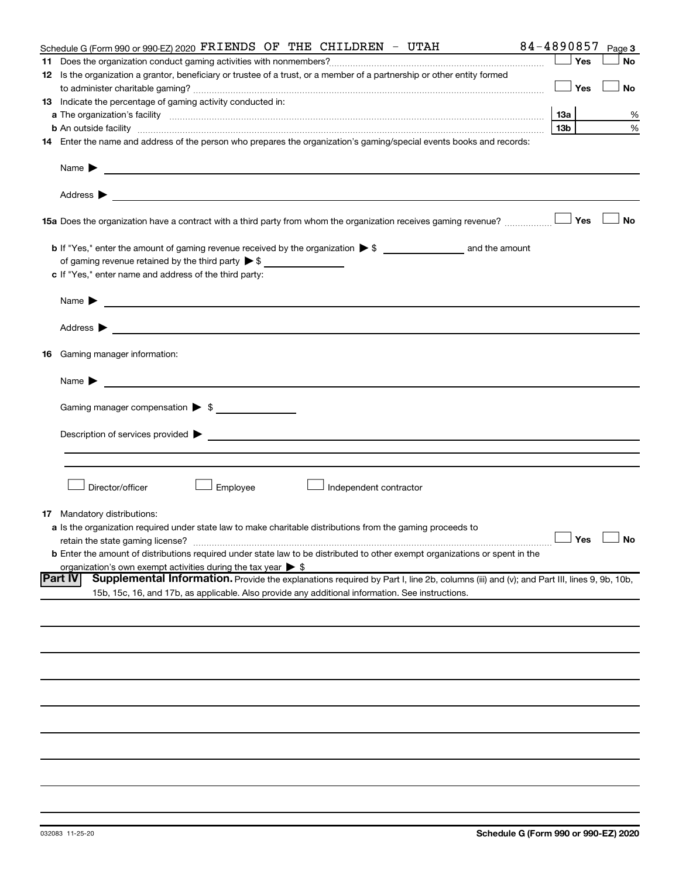Schedule G (Form 990 or 990-EZ) 2020 FRIENDS OF THE CHILDREN - UTAH 84-4890857 Page 3

**11** Does the organization conduct gaming activities with nonmembers? ☐ Yes ☐ No

**12** Is the organization a grantor, beneficiary or trustee of a trust, or a member of a partnership or other entity formed to administer charitable gaming? ☐ Yes ☐ No

**13** Indicate the percentage of gaming activity conducted in:

**a** The organization's facility **13a** %

**b** An outside facility **13b** %

**14** Enter the name and address of the person who prepares the organization's gaming/special events books and records:

Name ▶

Address ▶

**15a** Does the organization have a contract with a third party from whom the organization receives gaming revenue? ☐ Yes ☐ No

**b** If "Yes," enter the amount of gaming revenue received by the organization ▶ $ ______ and the amount of gaming revenue retained by the third party ▶ $ ______

**c** If "Yes," enter name and address of the third party:

Name ▶

Address ▶

**16** Gaming manager information:

Name ▶

Gaming manager compensation ▶ $

Description of services provided ▶

☐ Director/officer ☐ Employee ☐ Independent contractor

**17** Mandatory distributions:

**a** Is the organization required under state law to make charitable distributions from the gaming proceeds to retain the state gaming license? ☐ Yes ☐ No

**b** Enter the amount of distributions required under state law to be distributed to other exempt organizations or spent in the organization's own exempt activities during the tax year ▶ $

**Part IV** **Supplemental Information.** Provide the explanations required by Part I, line 2b, columns (iii) and (v); and Part III, lines 9, 9b, 10b, 15b, 15c, 16, and 17b, as applicable. Also provide any additional information. See instructions.

032083 11-25-20 **Schedule G (Form 990 or 990-EZ) 2020**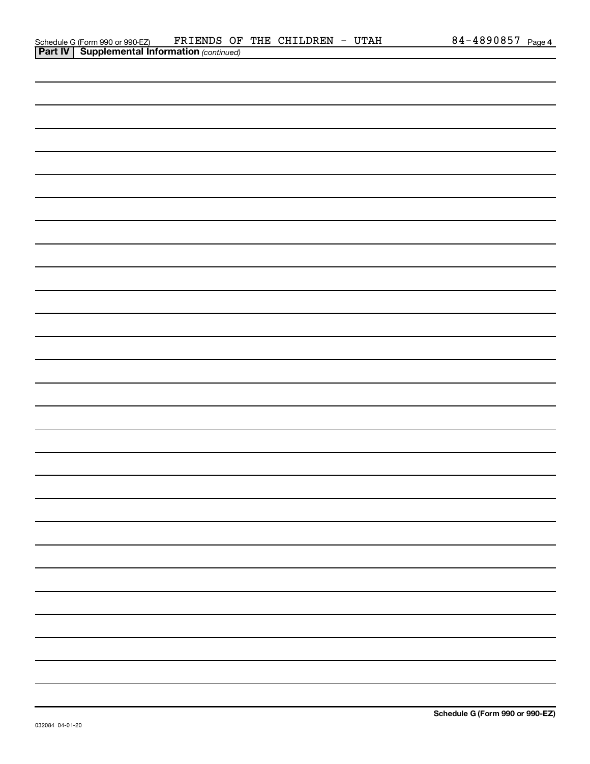Schedule G (Form 990 or 990-EZ)    FRIENDS OF THE CHILDREN - UTAH    84-4890857 Page **4**

## Part IV Supplemental Information *(continued)*

**Schedule G (Form 990 or 990-EZ)**

032084 04-01-20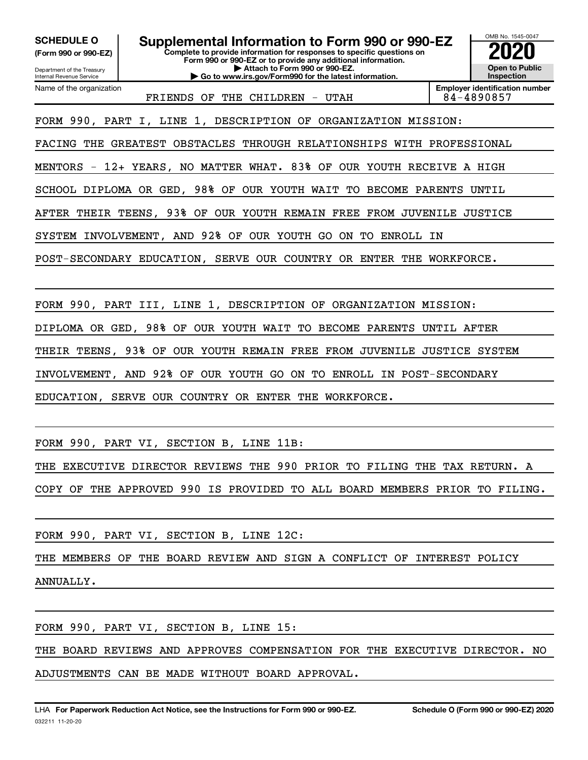**SCHEDULE O**
**(Form 990 or 990-EZ)**

Department of the Treasury
Internal Revenue Service

# Supplemental Information to Form 990 or 990-EZ

**Complete to provide information for responses to specific questions on Form 990 or 990-EZ or to provide any additional information.**
**▶ Attach to Form 990 or 990-EZ.**
**▶ Go to www.irs.gov/Form990 for the latest information.**

OMB No. 1545-0047

**2020**

**Open to Public Inspection**

| Name of the organization | Employer identification number |
|---|---|
| FRIENDS OF THE CHILDREN - UTAH | 84-4890857 |

FORM 990, PART I, LINE 1, DESCRIPTION OF ORGANIZATION MISSION:

FACING THE GREATEST OBSTACLES THROUGH RELATIONSHIPS WITH PROFESSIONAL MENTORS - 12+ YEARS, NO MATTER WHAT. 83% OF OUR YOUTH RECEIVE A HIGH SCHOOL DIPLOMA OR GED, 98% OF OUR YOUTH WAIT TO BECOME PARENTS UNTIL AFTER THEIR TEENS, 93% OF OUR YOUTH REMAIN FREE FROM JUVENILE JUSTICE SYSTEM INVOLVEMENT, AND 92% OF OUR YOUTH GO ON TO ENROLL IN POST-SECONDARY EDUCATION, SERVE OUR COUNTRY OR ENTER THE WORKFORCE.

FORM 990, PART III, LINE 1, DESCRIPTION OF ORGANIZATION MISSION:

DIPLOMA OR GED, 98% OF OUR YOUTH WAIT TO BECOME PARENTS UNTIL AFTER THEIR TEENS, 93% OF OUR YOUTH REMAIN FREE FROM JUVENILE JUSTICE SYSTEM INVOLVEMENT, AND 92% OF OUR YOUTH GO ON TO ENROLL IN POST-SECONDARY EDUCATION, SERVE OUR COUNTRY OR ENTER THE WORKFORCE.

FORM 990, PART VI, SECTION B, LINE 11B:

THE EXECUTIVE DIRECTOR REVIEWS THE 990 PRIOR TO FILING THE TAX RETURN. A COPY OF THE APPROVED 990 IS PROVIDED TO ALL BOARD MEMBERS PRIOR TO FILING.

FORM 990, PART VI, SECTION B, LINE 12C:

THE MEMBERS OF THE BOARD REVIEW AND SIGN A CONFLICT OF INTEREST POLICY ANNUALLY.

FORM 990, PART VI, SECTION B, LINE 15:

THE BOARD REVIEWS AND APPROVES COMPENSATION FOR THE EXECUTIVE DIRECTOR. NO ADJUSTMENTS CAN BE MADE WITHOUT BOARD APPROVAL.

LHA **For Paperwork Reduction Act Notice, see the Instructions for Form 990 or 990-EZ.** **Schedule O (Form 990 or 990-EZ) 2020**
032211 11-20-20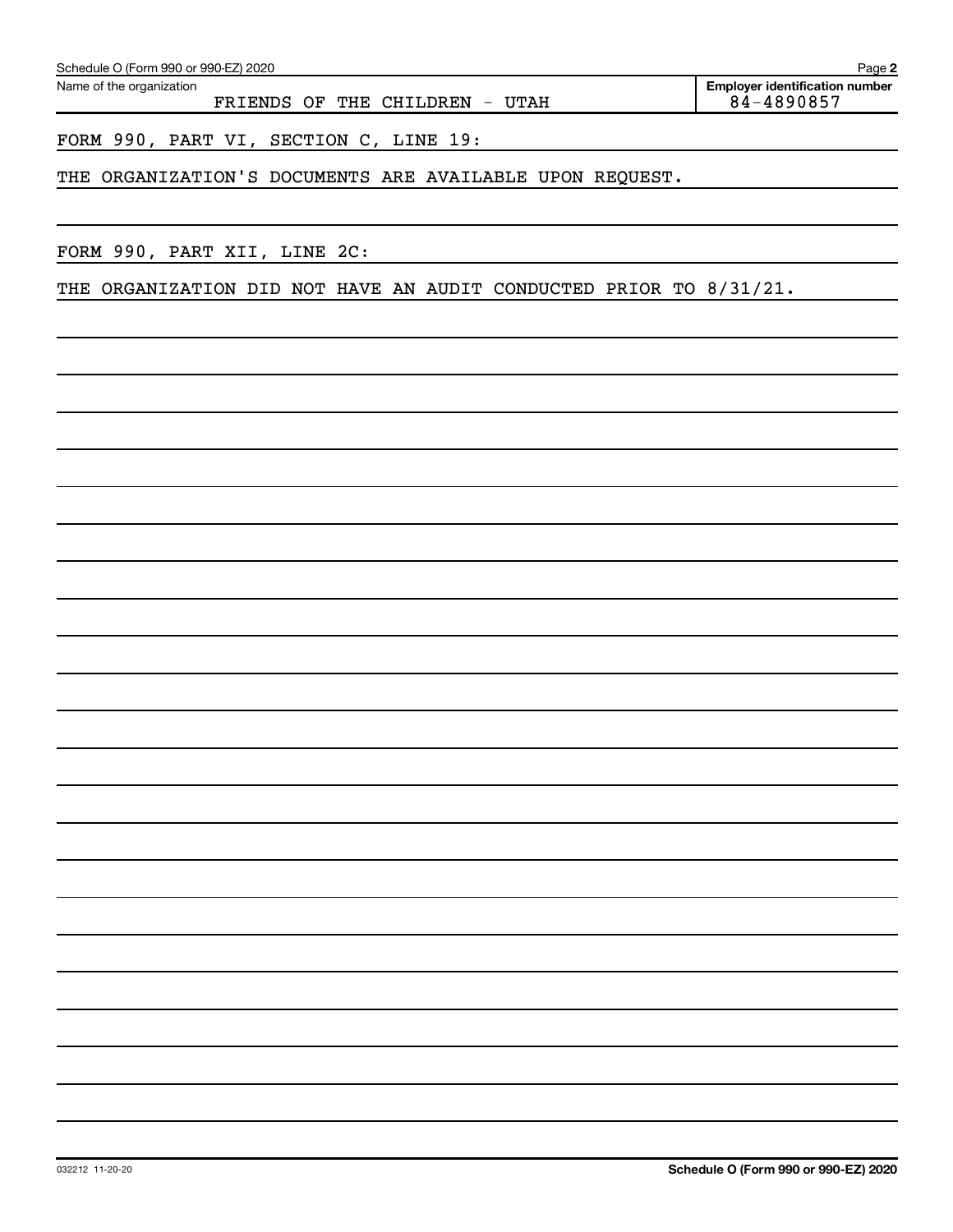Name of the organization: FRIENDS OF THE CHILDREN - UTAH

Employer identification number: 84-4890857

FORM 990, PART VI, SECTION C, LINE 19:

THE ORGANIZATION'S DOCUMENTS ARE AVAILABLE UPON REQUEST.

FORM 990, PART XII, LINE 2C:

THE ORGANIZATION DID NOT HAVE AN AUDIT CONDUCTED PRIOR TO 8/31/21.